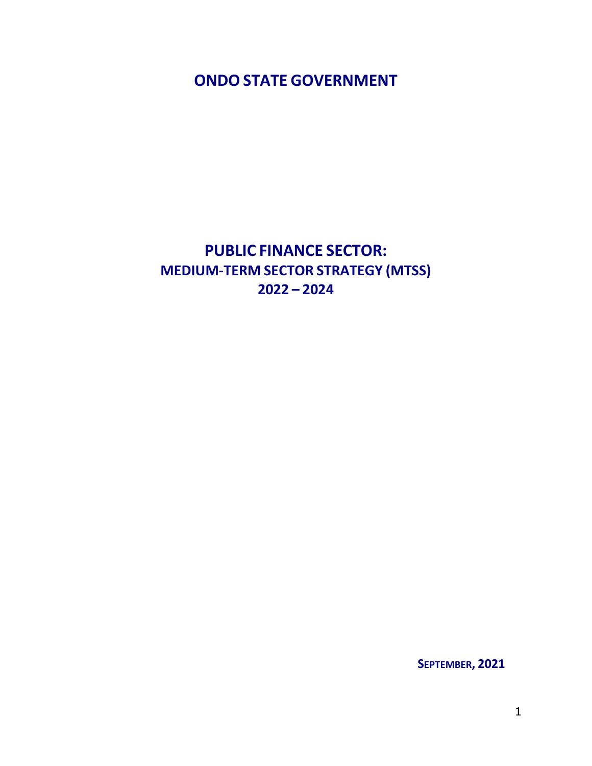# ONDO STATE GOVERNMENT

## PUBLIC FINANCE SECTOR:

### MEDIUM-TERM SECTOR STRATEGY (MTSS)

### 2022 – 2024

**SEPTEMBER, 2021**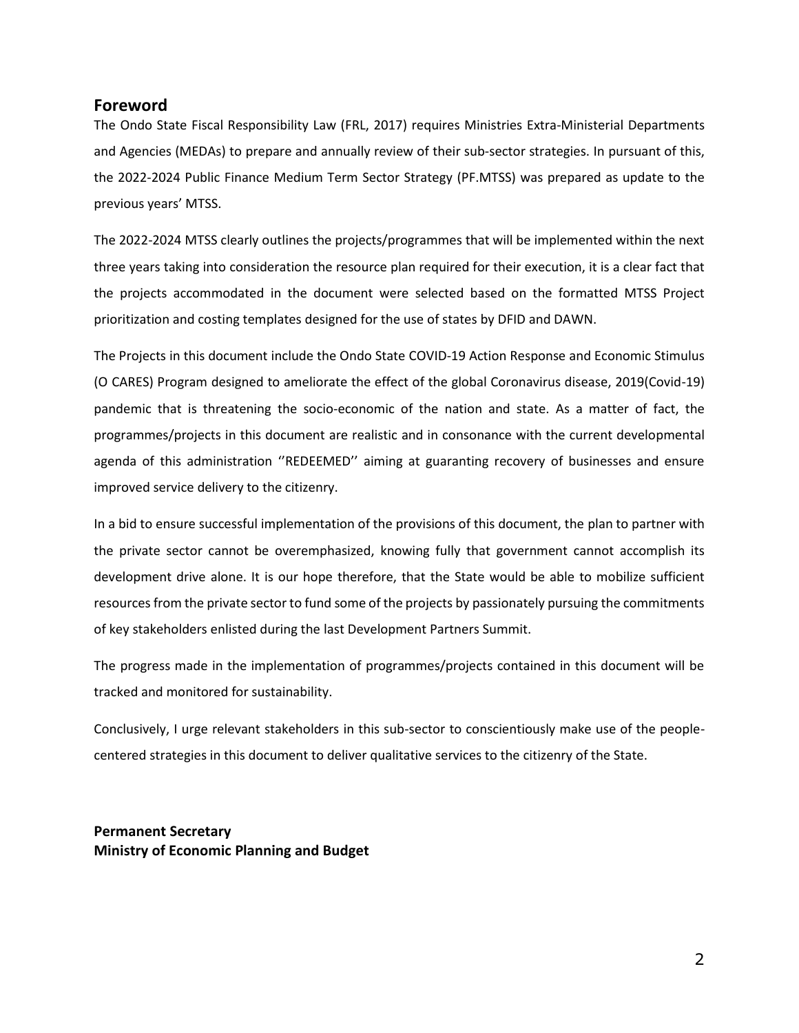## Foreword

The Ondo State Fiscal Responsibility Law (FRL, 2017) requires Ministries Extra-Ministerial Departments and Agencies (MEDAs) to prepare and annually review of their sub-sector strategies. In pursuant of this, the 2022-2024 Public Finance Medium Term Sector Strategy (PF.MTSS) was prepared as update to the previous years' MTSS.

The 2022-2024 MTSS clearly outlines the projects/programmes that will be implemented within the next three years taking into consideration the resource plan required for their execution, it is a clear fact that the projects accommodated in the document were selected based on the formatted MTSS Project prioritization and costing templates designed for the use of states by DFID and DAWN.

The Projects in this document include the Ondo State COVID-19 Action Response and Economic Stimulus (O CARES) Program designed to ameliorate the effect of the global Coronavirus disease, 2019(Covid-19) pandemic that is threatening the socio-economic of the nation and state. As a matter of fact, the programmes/projects in this document are realistic and in consonance with the current developmental agenda of this administration ''REDEEMED'' aiming at guaranting recovery of businesses and ensure improved service delivery to the citizenry.

In a bid to ensure successful implementation of the provisions of this document, the plan to partner with the private sector cannot be overemphasized, knowing fully that government cannot accomplish its development drive alone. It is our hope therefore, that the State would be able to mobilize sufficient resources from the private sector to fund some of the projects by passionately pursuing the commitments of key stakeholders enlisted during the last Development Partners Summit.

The progress made in the implementation of programmes/projects contained in this document will be tracked and monitored for sustainability.

Conclusively, I urge relevant stakeholders in this sub-sector to conscientiously make use of the people-centered strategies in this document to deliver qualitative services to the citizenry of the State.

**Permanent Secretary**
**Ministry of Economic Planning and Budget**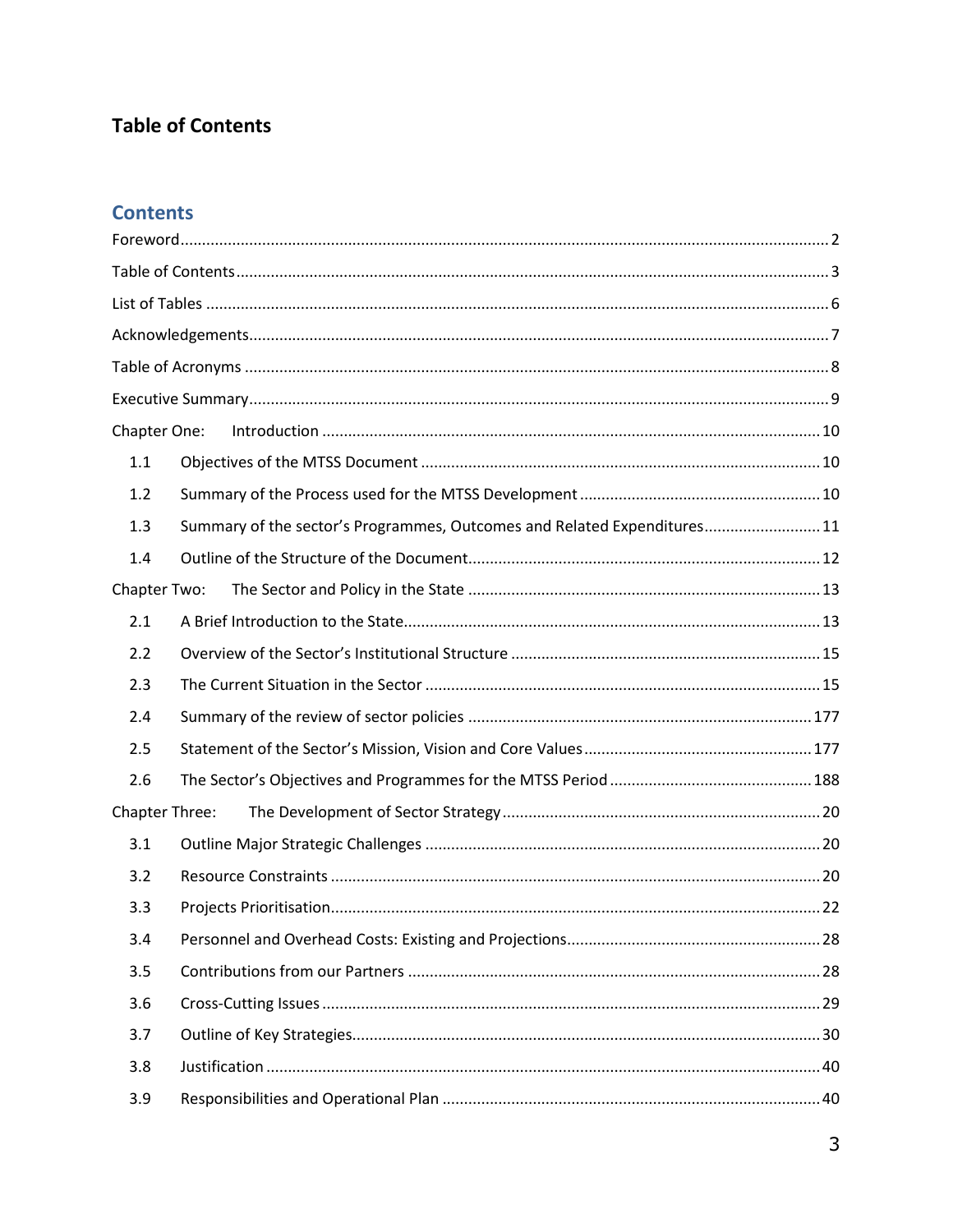## Table of Contents

### Contents

Foreword .................... 2

Table of Contents .................... 3

List of Tables .................... 6

Acknowledgements .................... 7

Table of Acronyms .................... 8

Executive Summary .................... 9

Chapter One: Introduction .................... 10

- 1.1 Objectives of the MTSS Document .................... 10
- 1.2 Summary of the Process used for the MTSS Development .................... 10
- 1.3 Summary of the sector's Programmes, Outcomes and Related Expenditures .................... 11
- 1.4 Outline of the Structure of the Document .................... 12

Chapter Two: The Sector and Policy in the State .................... 13

- 2.1 A Brief Introduction to the State .................... 13
- 2.2 Overview of the Sector's Institutional Structure .................... 15
- 2.3 The Current Situation in the Sector .................... 15
- 2.4 Summary of the review of sector policies .................... 177
- 2.5 Statement of the Sector's Mission, Vision and Core Values .................... 177
- 2.6 The Sector's Objectives and Programmes for the MTSS Period .................... 188

Chapter Three: The Development of Sector Strategy .................... 20

- 3.1 Outline Major Strategic Challenges .................... 20
- 3.2 Resource Constraints .................... 20
- 3.3 Projects Prioritisation .................... 22
- 3.4 Personnel and Overhead Costs: Existing and Projections .................... 28
- 3.5 Contributions from our Partners .................... 28
- 3.6 Cross-Cutting Issues .................... 29
- 3.7 Outline of Key Strategies .................... 30
- 3.8 Justification .................... 40
- 3.9 Responsibilities and Operational Plan .................... 40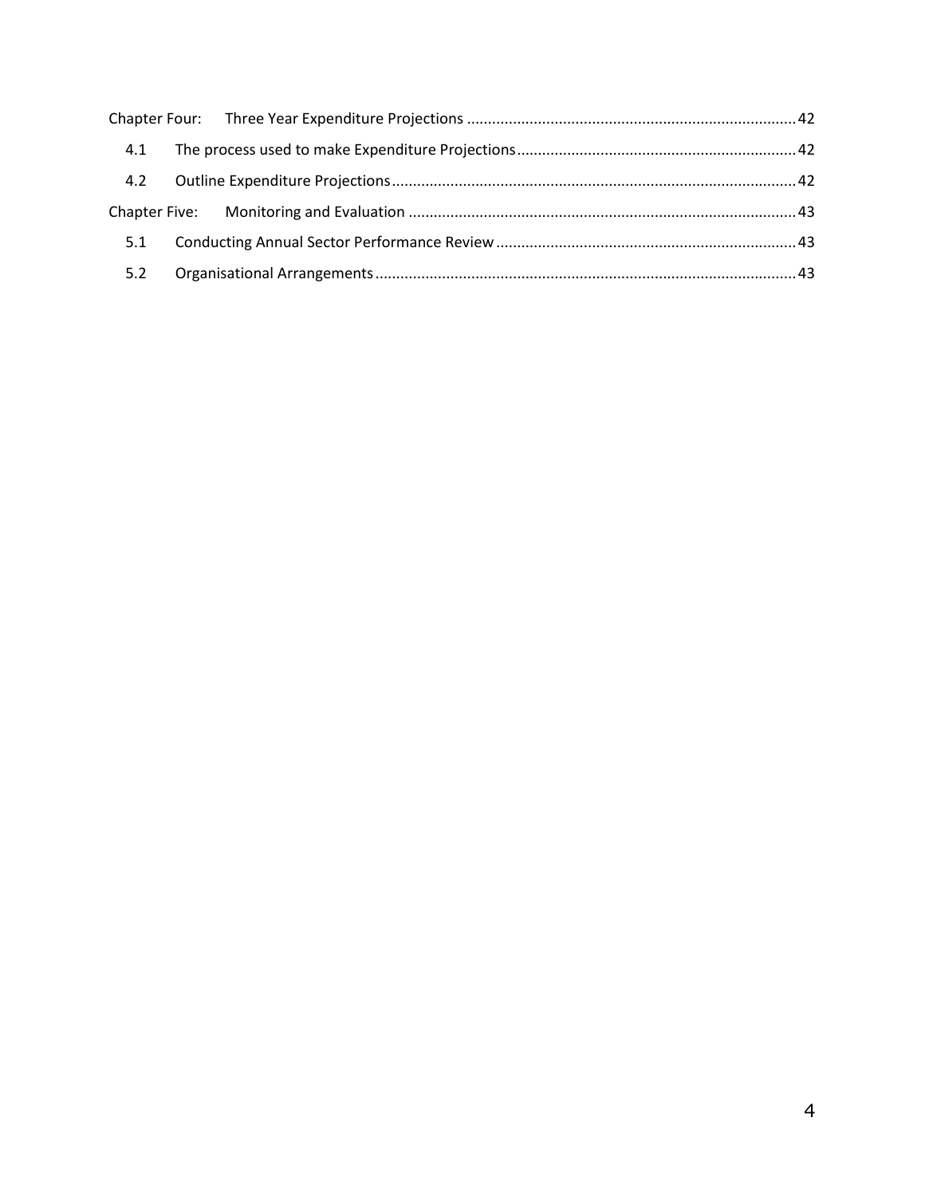Chapter Four: Three Year Expenditure Projections ........................................................................ 42

4.1 The process used to make Expenditure Projections ........................................................................ 42

4.2 Outline Expenditure Projections ........................................................................ 42

Chapter Five: Monitoring and Evaluation ........................................................................ 43

5.1 Conducting Annual Sector Performance Review ........................................................................ 43

5.2 Organisational Arrangements ........................................................................ 43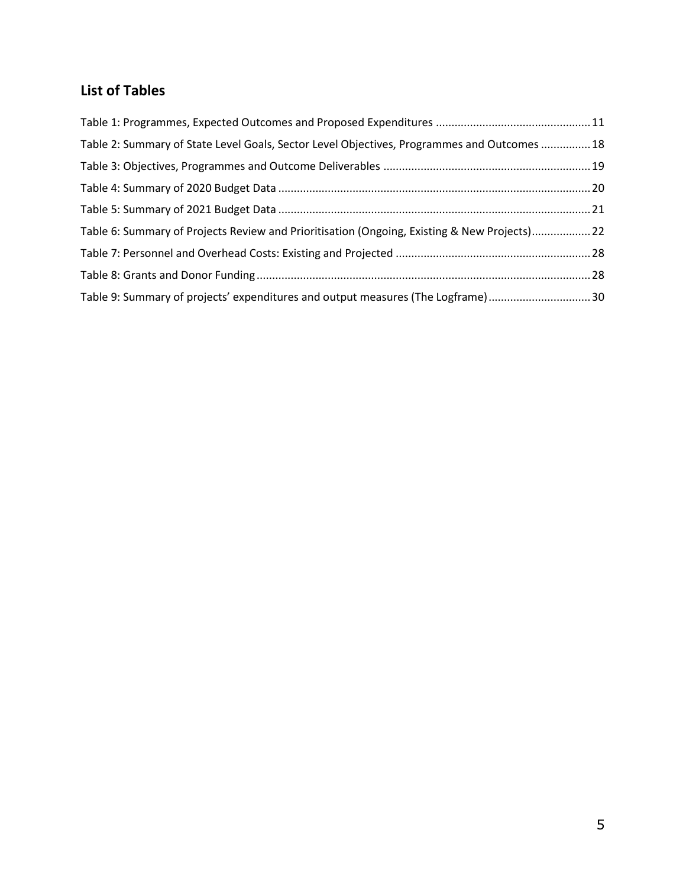## List of Tables

Table 1: Programmes, Expected Outcomes and Proposed Expenditures ........................................................ 11

Table 2: Summary of State Level Goals, Sector Level Objectives, Programmes and Outcomes ................ 18

Table 3: Objectives, Programmes and Outcome Deliverables ................................................................... 19

Table 4: Summary of 2020 Budget Data ..................................................................................................... 20

Table 5: Summary of 2021 Budget Data ..................................................................................................... 21

Table 6: Summary of Projects Review and Prioritisation (Ongoing, Existing & New Projects)................... 22

Table 7: Personnel and Overhead Costs: Existing and Projected ............................................................... 28

Table 8: Grants and Donor Funding ............................................................................................................ 28

Table 9: Summary of projects' expenditures and output measures (The Logframe) ................................. 30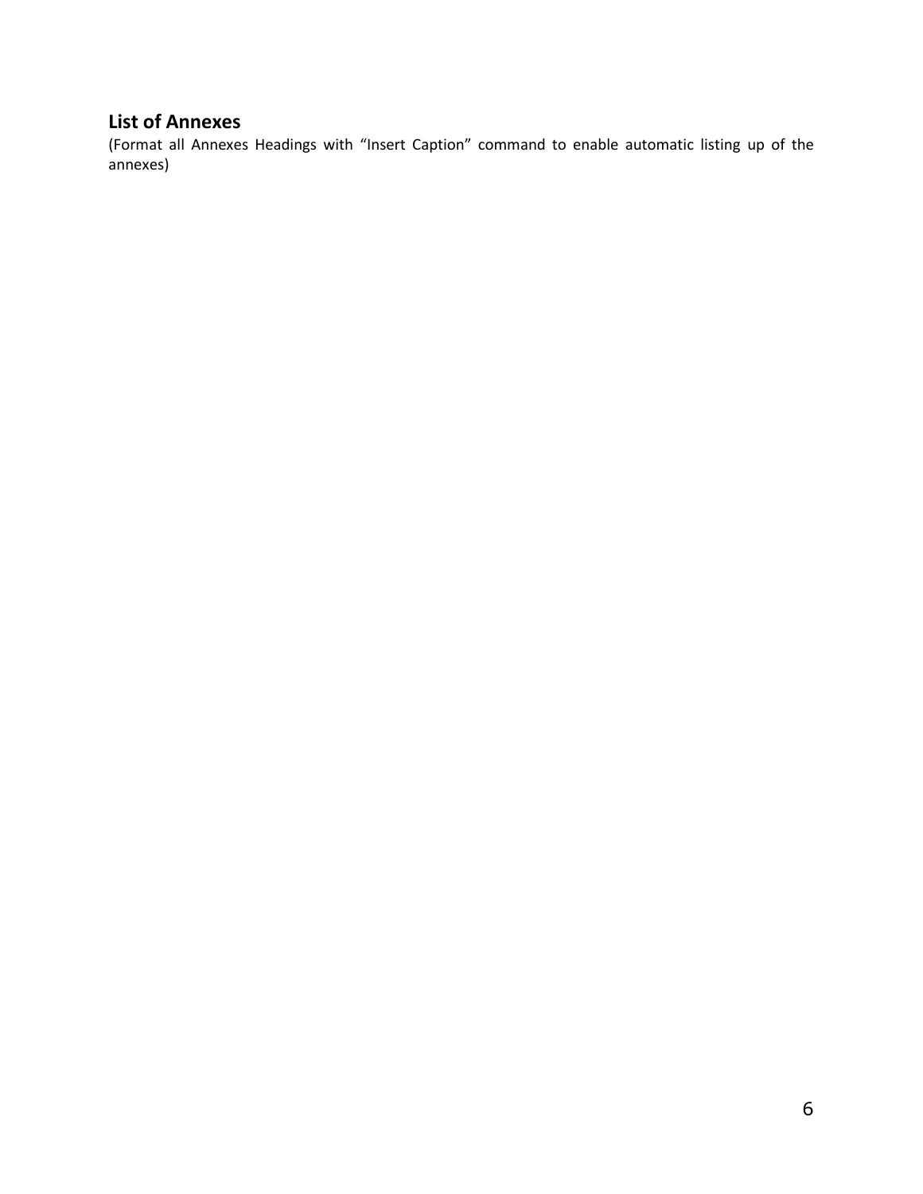## List of Annexes

(Format all Annexes Headings with “Insert Caption” command to enable automatic listing up of the annexes)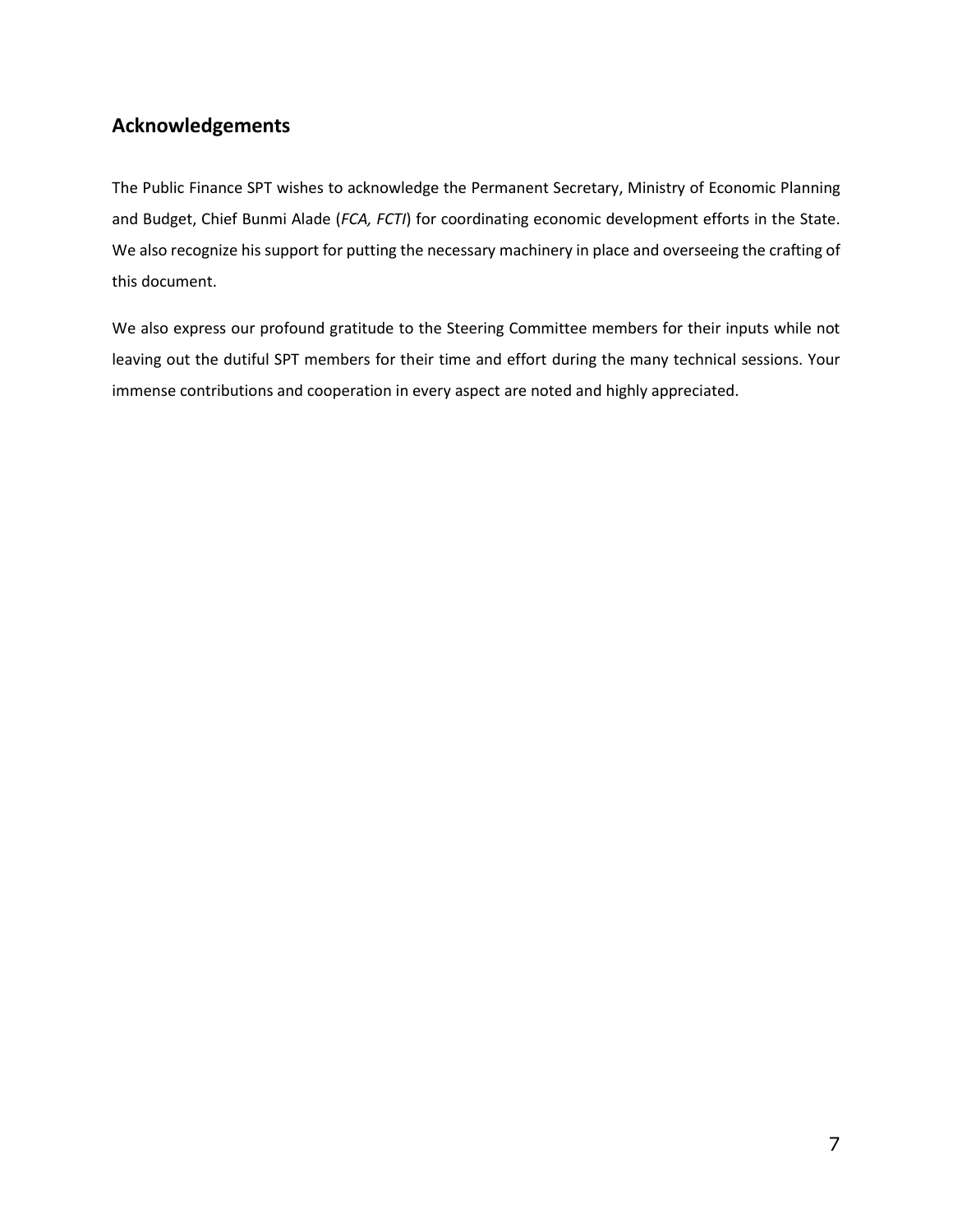## Acknowledgements

The Public Finance SPT wishes to acknowledge the Permanent Secretary, Ministry of Economic Planning and Budget, Chief Bunmi Alade (*FCA, FCTI*) for coordinating economic development efforts in the State. We also recognize his support for putting the necessary machinery in place and overseeing the crafting of this document.

We also express our profound gratitude to the Steering Committee members for their inputs while not leaving out the dutiful SPT members for their time and effort during the many technical sessions. Your immense contributions and cooperation in every aspect are noted and highly appreciated.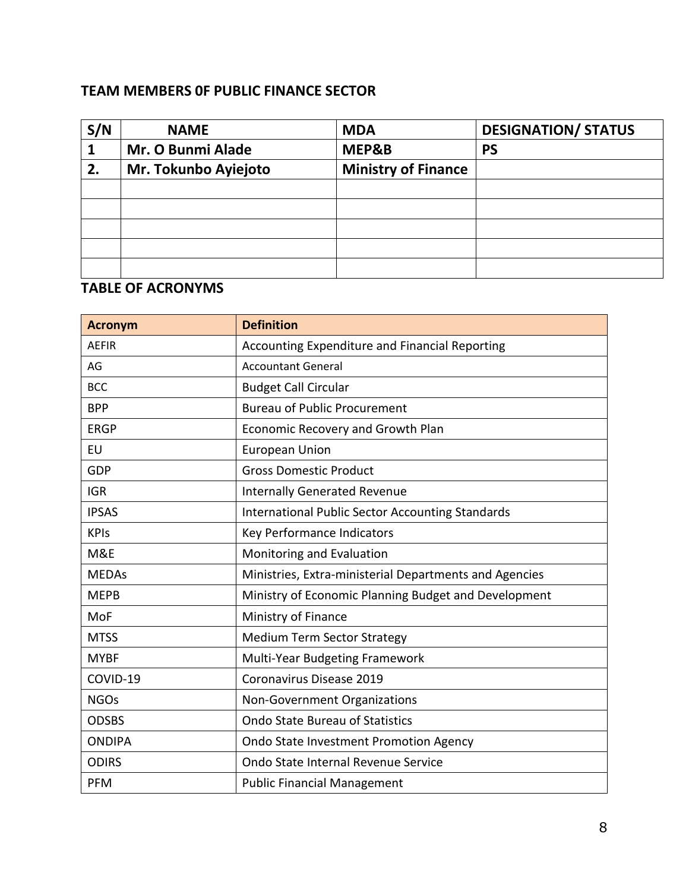## TEAM MEMBERS 0F PUBLIC FINANCE SECTOR

| S/N | NAME | MDA | DESIGNATION/ STATUS |
|---|---|---|---|
| 1 | Mr. O Bunmi Alade | MEP&B | PS |
| 2. | Mr. Tokunbo Ayiejoto | Ministry of Finance | |
| | | | |
| | | | |
| | | | |
| | | | |
| | | | |

## TABLE OF ACRONYMS

| Acronym | Definition |
|---|---|
| AEFIR | Accounting Expenditure and Financial Reporting |
| AG | Accountant General |
| BCC | Budget Call Circular |
| BPP | Bureau of Public Procurement |
| ERGP | Economic Recovery and Growth Plan |
| EU | European Union |
| GDP | Gross Domestic Product |
| IGR | Internally Generated Revenue |
| IPSAS | International Public Sector Accounting Standards |
| KPIs | Key Performance Indicators |
| M&E | Monitoring and Evaluation |
| MEDAs | Ministries, Extra-ministerial Departments and Agencies |
| MEPB | Ministry of Economic Planning Budget and Development |
| MoF | Ministry of Finance |
| MTSS | Medium Term Sector Strategy |
| MYBF | Multi-Year Budgeting Framework |
| COVID-19 | Coronavirus Disease 2019 |
| NGOs | Non-Government Organizations |
| ODSBS | Ondo State Bureau of Statistics |
| ONDIPA | Ondo State Investment Promotion Agency |
| ODIRS | Ondo State Internal Revenue Service |
| PFM | Public Financial Management |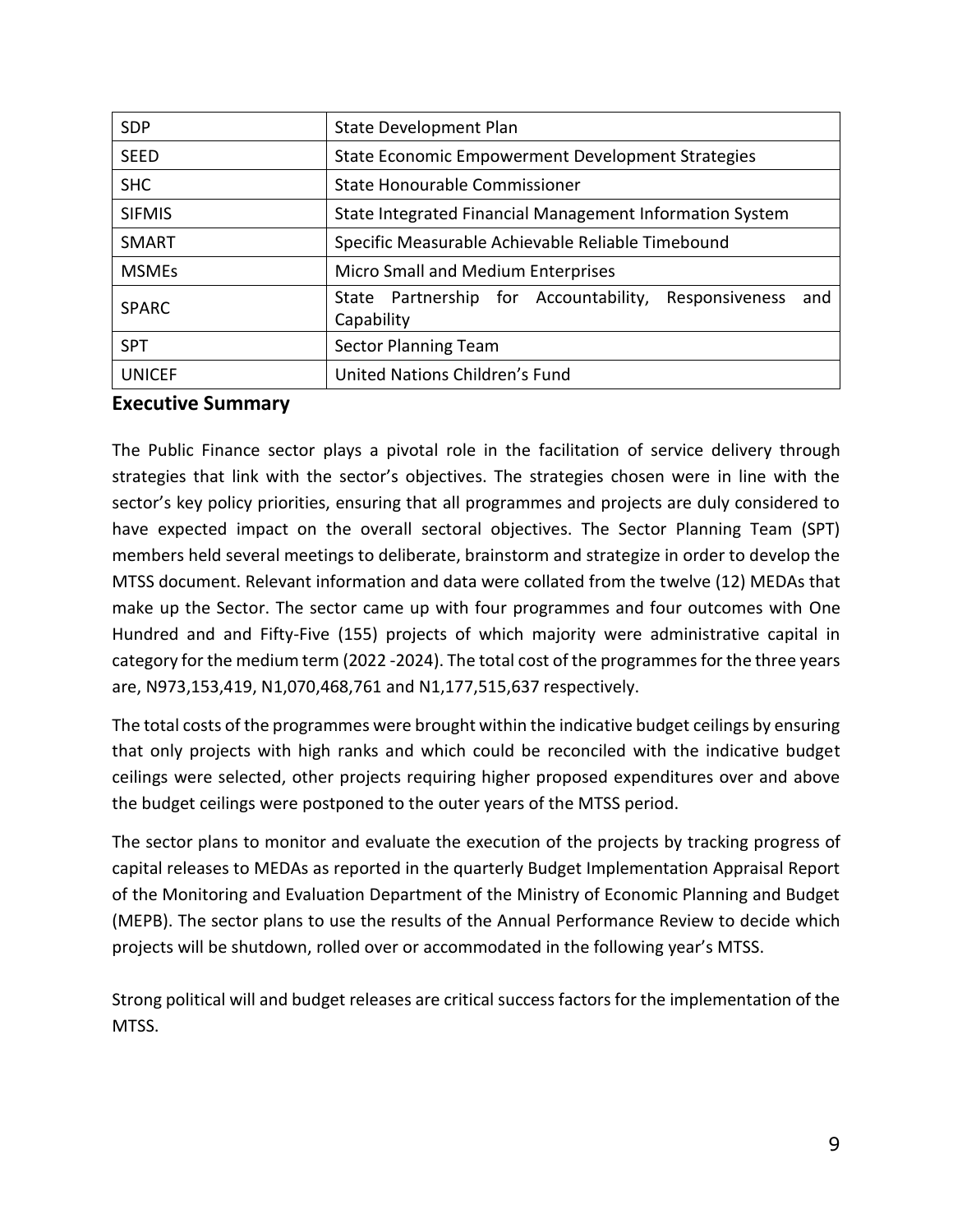| SDP | State Development Plan |
|---|---|
| SEED | State Economic Empowerment Development Strategies |
| SHC | State Honourable Commissioner |
| SIFMIS | State Integrated Financial Management Information System |
| SMART | Specific Measurable Achievable Reliable Timebound |
| MSMEs | Micro Small and Medium Enterprises |
| SPARC | State Partnership for Accountability, Responsiveness and Capability |
| SPT | Sector Planning Team |
| UNICEF | United Nations Children's Fund |

## Executive Summary

The Public Finance sector plays a pivotal role in the facilitation of service delivery through strategies that link with the sector's objectives. The strategies chosen were in line with the sector's key policy priorities, ensuring that all programmes and projects are duly considered to have expected impact on the overall sectoral objectives. The Sector Planning Team (SPT) members held several meetings to deliberate, brainstorm and strategize in order to develop the MTSS document. Relevant information and data were collated from the twelve (12) MEDAs that make up the Sector. The sector came up with four programmes and four outcomes with One Hundred and and Fifty-Five (155) projects of which majority were administrative capital in category for the medium term (2022 -2024). The total cost of the programmes for the three years are, N973,153,419, N1,070,468,761 and N1,177,515,637 respectively.

The total costs of the programmes were brought within the indicative budget ceilings by ensuring that only projects with high ranks and which could be reconciled with the indicative budget ceilings were selected, other projects requiring higher proposed expenditures over and above the budget ceilings were postponed to the outer years of the MTSS period.

The sector plans to monitor and evaluate the execution of the projects by tracking progress of capital releases to MEDAs as reported in the quarterly Budget Implementation Appraisal Report of the Monitoring and Evaluation Department of the Ministry of Economic Planning and Budget (MEPB). The sector plans to use the results of the Annual Performance Review to decide which projects will be shutdown, rolled over or accommodated in the following year's MTSS.

Strong political will and budget releases are critical success factors for the implementation of the MTSS.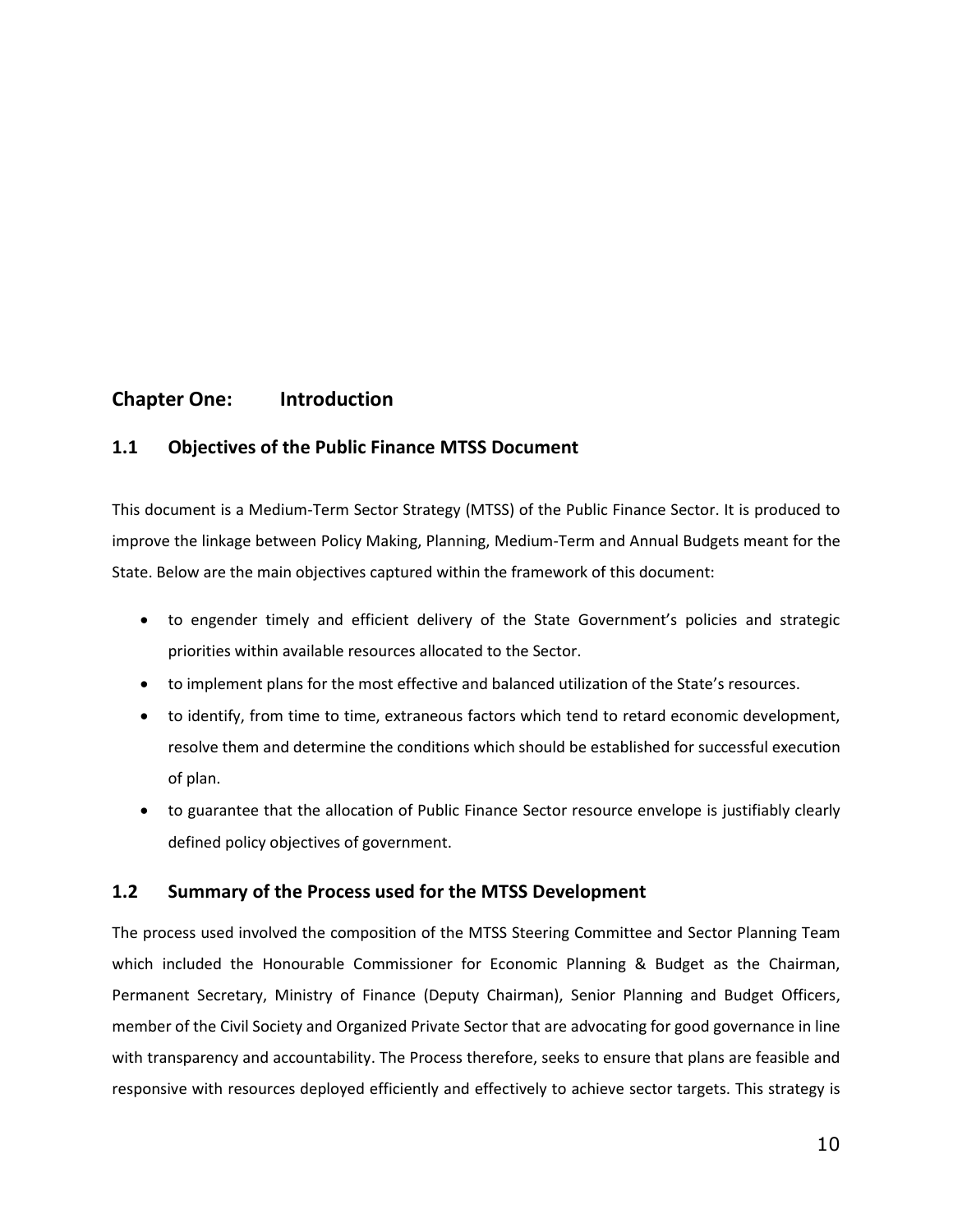# Chapter One: Introduction

## 1.1 Objectives of the Public Finance MTSS Document

This document is a Medium-Term Sector Strategy (MTSS) of the Public Finance Sector. It is produced to improve the linkage between Policy Making, Planning, Medium-Term and Annual Budgets meant for the State. Below are the main objectives captured within the framework of this document:

- to engender timely and efficient delivery of the State Government's policies and strategic priorities within available resources allocated to the Sector.
- to implement plans for the most effective and balanced utilization of the State's resources.
- to identify, from time to time, extraneous factors which tend to retard economic development, resolve them and determine the conditions which should be established for successful execution of plan.
- to guarantee that the allocation of Public Finance Sector resource envelope is justifiably clearly defined policy objectives of government.

## 1.2 Summary of the Process used for the MTSS Development

The process used involved the composition of the MTSS Steering Committee and Sector Planning Team which included the Honourable Commissioner for Economic Planning & Budget as the Chairman, Permanent Secretary, Ministry of Finance (Deputy Chairman), Senior Planning and Budget Officers, member of the Civil Society and Organized Private Sector that are advocating for good governance in line with transparency and accountability. The Process therefore, seeks to ensure that plans are feasible and responsive with resources deployed efficiently and effectively to achieve sector targets. This strategy is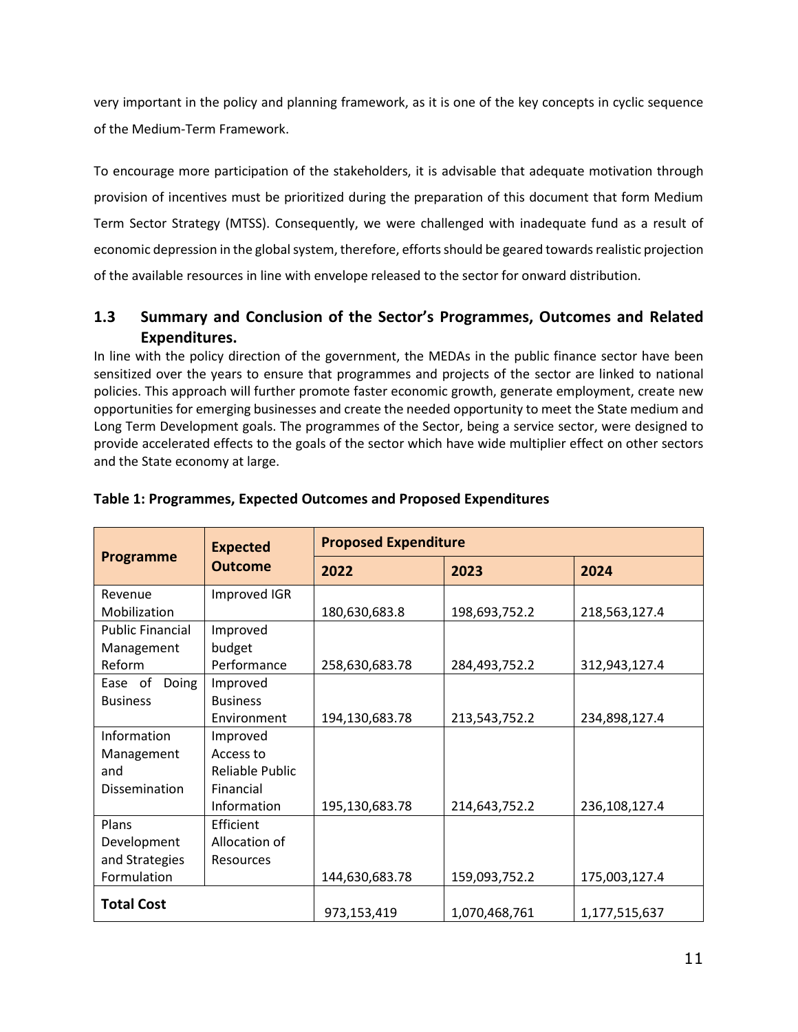very important in the policy and planning framework, as it is one of the key concepts in cyclic sequence of the Medium-Term Framework.

To encourage more participation of the stakeholders, it is advisable that adequate motivation through provision of incentives must be prioritized during the preparation of this document that form Medium Term Sector Strategy (MTSS). Consequently, we were challenged with inadequate fund as a result of economic depression in the global system, therefore, efforts should be geared towards realistic projection of the available resources in line with envelope released to the sector for onward distribution.

## 1.3 Summary and Conclusion of the Sector's Programmes, Outcomes and Related Expenditures.

In line with the policy direction of the government, the MEDAs in the public finance sector have been sensitized over the years to ensure that programmes and projects of the sector are linked to national policies. This approach will further promote faster economic growth, generate employment, create new opportunities for emerging businesses and create the needed opportunity to meet the State medium and Long Term Development goals. The programmes of the Sector, being a service sector, were designed to provide accelerated effects to the goals of the sector which have wide multiplier effect on other sectors and the State economy at large.

**Table 1: Programmes, Expected Outcomes and Proposed Expenditures**

| Programme | Expected Outcome | Proposed Expenditure | | |
|---|---|---|---|---|
| | | 2022 | 2023 | 2024 |
| Revenue Mobilization | Improved IGR | 180,630,683.8 | 198,693,752.2 | 218,563,127.4 |
| Public Financial Management Reform | Improved budget Performance | 258,630,683.78 | 284,493,752.2 | 312,943,127.4 |
| Ease of Doing Business | Improved Business Environment | 194,130,683.78 | 213,543,752.2 | 234,898,127.4 |
| Information Management and Dissemination | Improved Access to Reliable Public Financial Information | 195,130,683.78 | 214,643,752.2 | 236,108,127.4 |
| Plans Development and Strategies Formulation | Efficient Allocation of Resources | 144,630,683.78 | 159,093,752.2 | 175,003,127.4 |
| **Total Cost** | | 973,153,419 | 1,070,468,761 | 1,177,515,637 |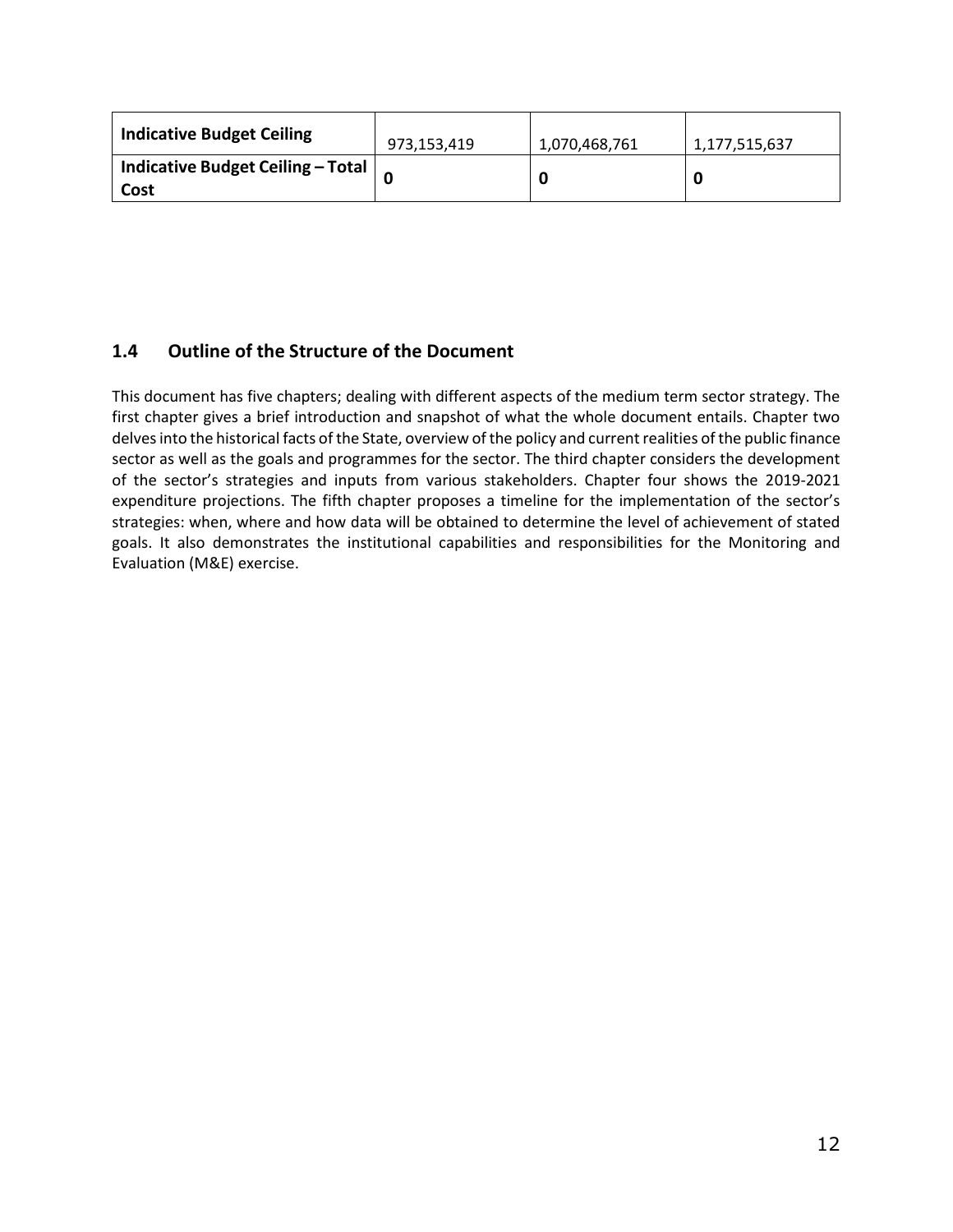| **Indicative Budget Ceiling** | 973,153,419 | 1,070,468,761 | 1,177,515,637 |
|---|---|---|---|
| **Indicative Budget Ceiling – Total Cost** | **0** | **0** | **0** |

## 1.4 Outline of the Structure of the Document

This document has five chapters; dealing with different aspects of the medium term sector strategy. The first chapter gives a brief introduction and snapshot of what the whole document entails. Chapter two delves into the historical facts of the State, overview of the policy and current realities of the public finance sector as well as the goals and programmes for the sector. The third chapter considers the development of the sector's strategies and inputs from various stakeholders. Chapter four shows the 2019-2021 expenditure projections. The fifth chapter proposes a timeline for the implementation of the sector's strategies: when, where and how data will be obtained to determine the level of achievement of stated goals. It also demonstrates the institutional capabilities and responsibilities for the Monitoring and Evaluation (M&E) exercise.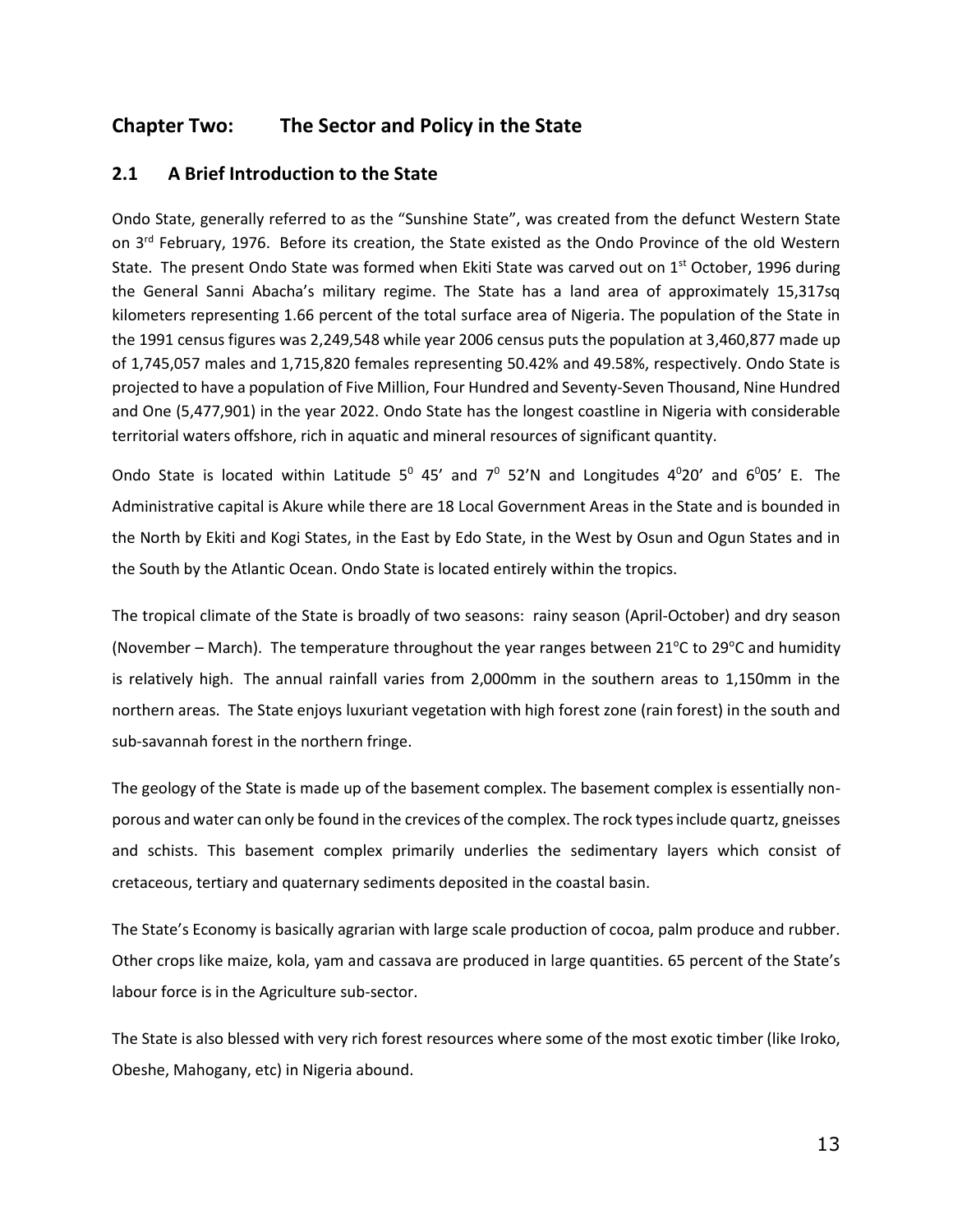## Chapter Two: The Sector and Policy in the State

### 2.1 A Brief Introduction to the State

Ondo State, generally referred to as the "Sunshine State", was created from the defunct Western State on 3rd February, 1976. Before its creation, the State existed as the Ondo Province of the old Western State. The present Ondo State was formed when Ekiti State was carved out on 1st October, 1996 during the General Sanni Abacha's military regime. The State has a land area of approximately 15,317sq kilometers representing 1.66 percent of the total surface area of Nigeria. The population of the State in the 1991 census figures was 2,249,548 while year 2006 census puts the population at 3,460,877 made up of 1,745,057 males and 1,715,820 females representing 50.42% and 49.58%, respectively. Ondo State is projected to have a population of Five Million, Four Hundred and Seventy-Seven Thousand, Nine Hundred and One (5,477,901) in the year 2022. Ondo State has the longest coastline in Nigeria with considerable territorial waters offshore, rich in aquatic and mineral resources of significant quantity.

Ondo State is located within Latitude $5^0$ 45' and $7^0$ 52'N and Longitudes $4^0$20' and $6^0$05' E. The Administrative capital is Akure while there are 18 Local Government Areas in the State and is bounded in the North by Ekiti and Kogi States, in the East by Edo State, in the West by Osun and Ogun States and in the South by the Atlantic Ocean. Ondo State is located entirely within the tropics.

The tropical climate of the State is broadly of two seasons: rainy season (April-October) and dry season (November – March). The temperature throughout the year ranges between 21°C to 29°C and humidity is relatively high. The annual rainfall varies from 2,000mm in the southern areas to 1,150mm in the northern areas. The State enjoys luxuriant vegetation with high forest zone (rain forest) in the south and sub-savannah forest in the northern fringe.

The geology of the State is made up of the basement complex. The basement complex is essentially non-porous and water can only be found in the crevices of the complex. The rock types include quartz, gneisses and schists. This basement complex primarily underlies the sedimentary layers which consist of cretaceous, tertiary and quaternary sediments deposited in the coastal basin.

The State's Economy is basically agrarian with large scale production of cocoa, palm produce and rubber. Other crops like maize, kola, yam and cassava are produced in large quantities. 65 percent of the State's labour force is in the Agriculture sub-sector.

The State is also blessed with very rich forest resources where some of the most exotic timber (like Iroko, Obeshe, Mahogany, etc) in Nigeria abound.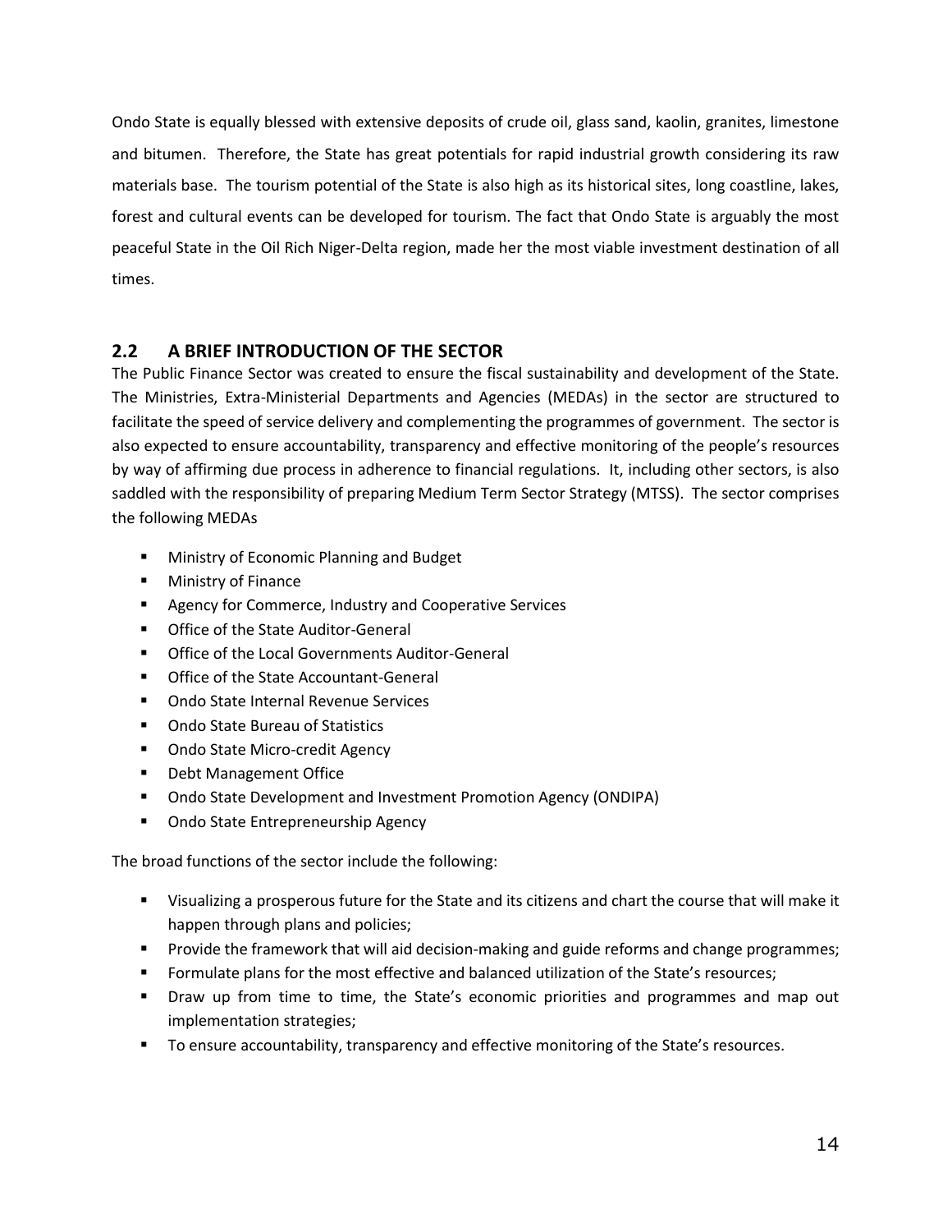Ondo State is equally blessed with extensive deposits of crude oil, glass sand, kaolin, granites, limestone and bitumen. Therefore, the State has great potentials for rapid industrial growth considering its raw materials base. The tourism potential of the State is also high as its historical sites, long coastline, lakes, forest and cultural events can be developed for tourism. The fact that Ondo State is arguably the most peaceful State in the Oil Rich Niger-Delta region, made her the most viable investment destination of all times.

## 2.2 A BRIEF INTRODUCTION OF THE SECTOR

The Public Finance Sector was created to ensure the fiscal sustainability and development of the State. The Ministries, Extra-Ministerial Departments and Agencies (MEDAs) in the sector are structured to facilitate the speed of service delivery and complementing the programmes of government. The sector is also expected to ensure accountability, transparency and effective monitoring of the people's resources by way of affirming due process in adherence to financial regulations. It, including other sectors, is also saddled with the responsibility of preparing Medium Term Sector Strategy (MTSS). The sector comprises the following MEDAs

- Ministry of Economic Planning and Budget
- Ministry of Finance
- Agency for Commerce, Industry and Cooperative Services
- Office of the State Auditor-General
- Office of the Local Governments Auditor-General
- Office of the State Accountant-General
- Ondo State Internal Revenue Services
- Ondo State Bureau of Statistics
- Ondo State Micro-credit Agency
- Debt Management Office
- Ondo State Development and Investment Promotion Agency (ONDIPA)
- Ondo State Entrepreneurship Agency

The broad functions of the sector include the following:

- Visualizing a prosperous future for the State and its citizens and chart the course that will make it happen through plans and policies;
- Provide the framework that will aid decision-making and guide reforms and change programmes;
- Formulate plans for the most effective and balanced utilization of the State's resources;
- Draw up from time to time, the State's economic priorities and programmes and map out implementation strategies;
- To ensure accountability, transparency and effective monitoring of the State's resources.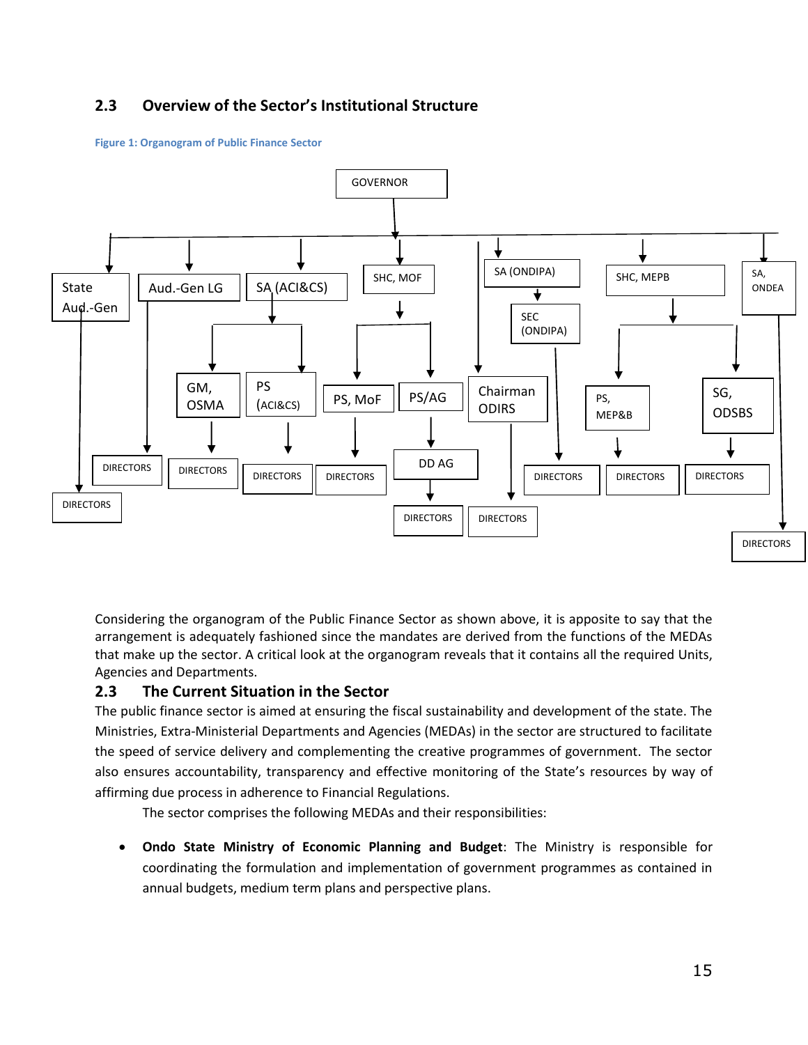## 2.3 Overview of the Sector's Institutional Structure

**Figure 1: Organogram of Public Finance Sector**

- GOVERNOR
  - State Aud.-Gen
    - DIRECTORS
  - Aud.-Gen LG
    - DIRECTORS
  - SA (ACI&CS)
    - GM, OSMA
      - DIRECTORS
    - PS (ACI&CS)
      - DIRECTORS
  - SHC, MOF
    - PS, MoF
      - DIRECTORS
    - PS/AG
      - DD AG
        - DIRECTORS
  - Chairman ODIRS
    - DIRECTORS
  - SA (ONDIPA)
    - SEC (ONDIPA)
      - DIRECTORS
  - SHC, MEPB
    - PS, MEP&B
      - DIRECTORS
    - SG, ODSBS
      - DIRECTORS
  - SA, ONDEA
    - DIRECTORS

Considering the organogram of the Public Finance Sector as shown above, it is apposite to say that the arrangement is adequately fashioned since the mandates are derived from the functions of the MEDAs that make up the sector. A critical look at the organogram reveals that it contains all the required Units, Agencies and Departments.

## 2.3 The Current Situation in the Sector

The public finance sector is aimed at ensuring the fiscal sustainability and development of the state. The Ministries, Extra-Ministerial Departments and Agencies (MEDAs) in the sector are structured to facilitate the speed of service delivery and complementing the creative programmes of government. The sector also ensures accountability, transparency and effective monitoring of the State's resources by way of affirming due process in adherence to Financial Regulations.

The sector comprises the following MEDAs and their responsibilities:

- **Ondo State Ministry of Economic Planning and Budget**: The Ministry is responsible for coordinating the formulation and implementation of government programmes as contained in annual budgets, medium term plans and perspective plans.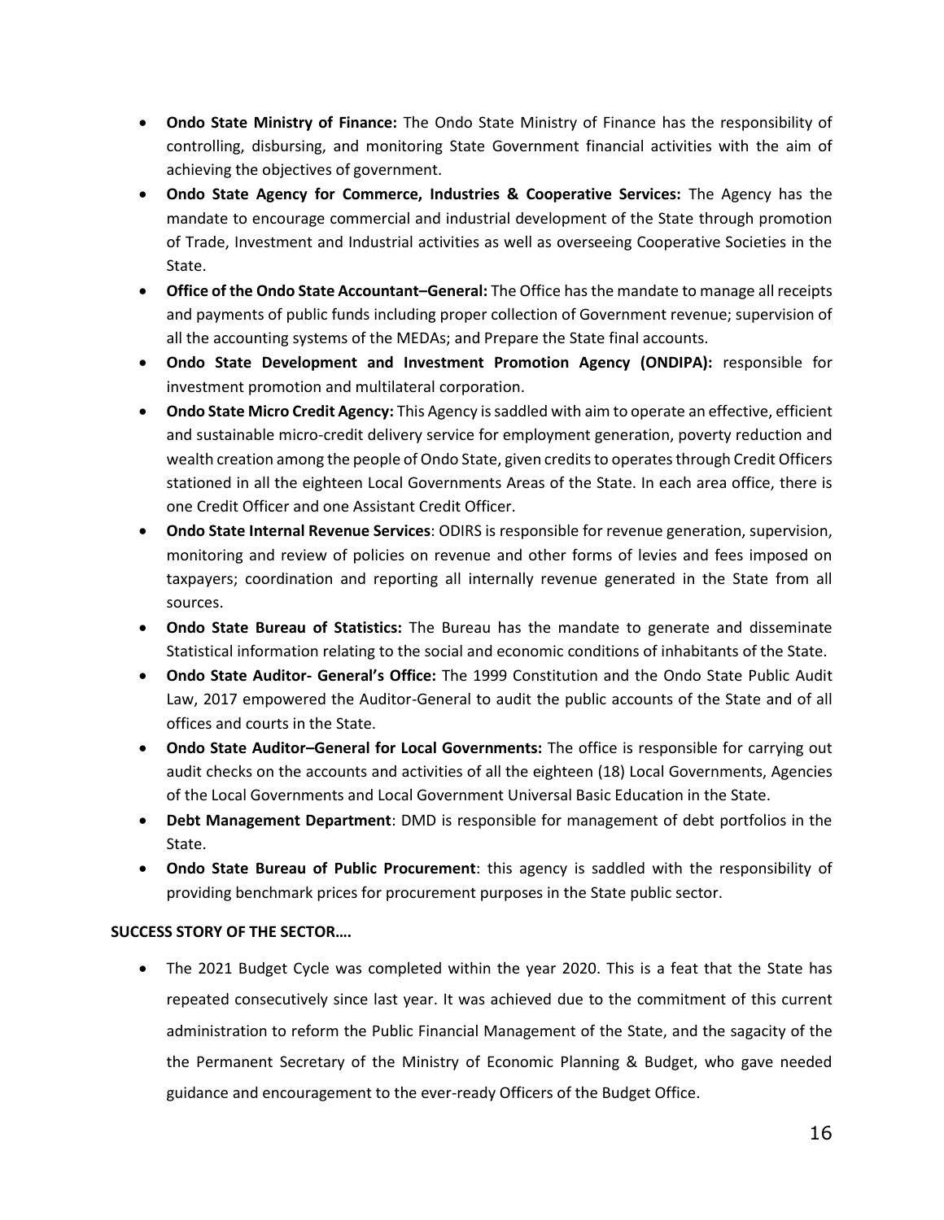- **Ondo State Ministry of Finance:** The Ondo State Ministry of Finance has the responsibility of controlling, disbursing, and monitoring State Government financial activities with the aim of achieving the objectives of government.
- **Ondo State Agency for Commerce, Industries & Cooperative Services:** The Agency has the mandate to encourage commercial and industrial development of the State through promotion of Trade, Investment and Industrial activities as well as overseeing Cooperative Societies in the State.
- **Office of the Ondo State Accountant–General:** The Office has the mandate to manage all receipts and payments of public funds including proper collection of Government revenue; supervision of all the accounting systems of the MEDAs; and Prepare the State final accounts.
- **Ondo State Development and Investment Promotion Agency (ONDIPA):** responsible for investment promotion and multilateral corporation.
- **Ondo State Micro Credit Agency:** This Agency is saddled with aim to operate an effective, efficient and sustainable micro-credit delivery service for employment generation, poverty reduction and wealth creation among the people of Ondo State, given credits to operates through Credit Officers stationed in all the eighteen Local Governments Areas of the State. In each area office, there is one Credit Officer and one Assistant Credit Officer.
- **Ondo State Internal Revenue Services**: ODIRS is responsible for revenue generation, supervision, monitoring and review of policies on revenue and other forms of levies and fees imposed on taxpayers; coordination and reporting all internally revenue generated in the State from all sources.
- **Ondo State Bureau of Statistics:** The Bureau has the mandate to generate and disseminate Statistical information relating to the social and economic conditions of inhabitants of the State.
- **Ondo State Auditor- General's Office:** The 1999 Constitution and the Ondo State Public Audit Law, 2017 empowered the Auditor-General to audit the public accounts of the State and of all offices and courts in the State.
- **Ondo State Auditor–General for Local Governments:** The office is responsible for carrying out audit checks on the accounts and activities of all the eighteen (18) Local Governments, Agencies of the Local Governments and Local Government Universal Basic Education in the State.
- **Debt Management Department**: DMD is responsible for management of debt portfolios in the State.
- **Ondo State Bureau of Public Procurement**: this agency is saddled with the responsibility of providing benchmark prices for procurement purposes in the State public sector.

**SUCCESS STORY OF THE SECTOR….**

- The 2021 Budget Cycle was completed within the year 2020. This is a feat that the State has repeated consecutively since last year. It was achieved due to the commitment of this current administration to reform the Public Financial Management of the State, and the sagacity of the the Permanent Secretary of the Ministry of Economic Planning & Budget, who gave needed guidance and encouragement to the ever-ready Officers of the Budget Office.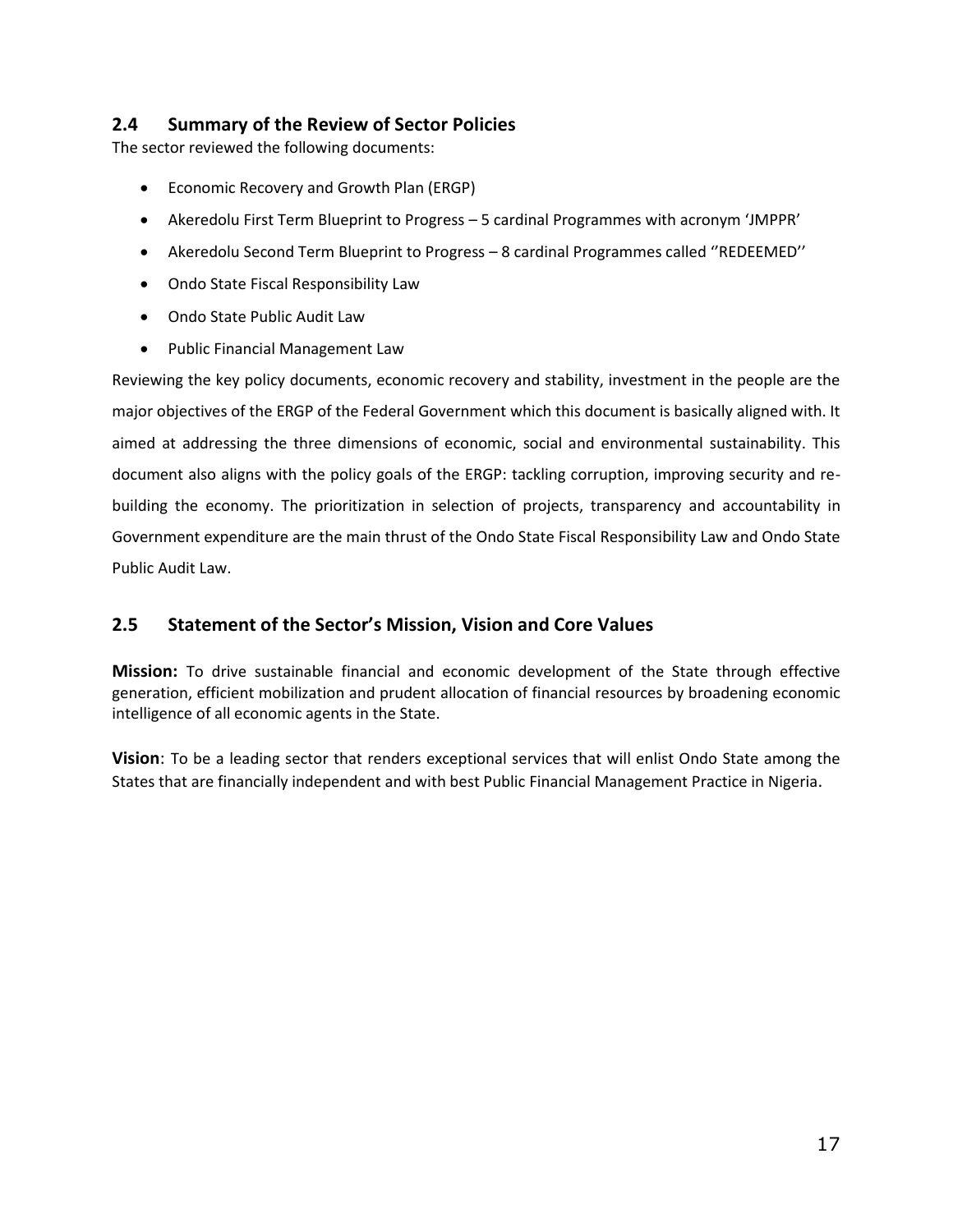## 2.4 Summary of the Review of Sector Policies

The sector reviewed the following documents:

- Economic Recovery and Growth Plan (ERGP)
- Akeredolu First Term Blueprint to Progress – 5 cardinal Programmes with acronym 'JMPPR'
- Akeredolu Second Term Blueprint to Progress – 8 cardinal Programmes called ''REDEEMED''
- Ondo State Fiscal Responsibility Law
- Ondo State Public Audit Law
- Public Financial Management Law

Reviewing the key policy documents, economic recovery and stability, investment in the people are the major objectives of the ERGP of the Federal Government which this document is basically aligned with. It aimed at addressing the three dimensions of economic, social and environmental sustainability. This document also aligns with the policy goals of the ERGP: tackling corruption, improving security and re-building the economy. The prioritization in selection of projects, transparency and accountability in Government expenditure are the main thrust of the Ondo State Fiscal Responsibility Law and Ondo State Public Audit Law.

## 2.5 Statement of the Sector's Mission, Vision and Core Values

**Mission:** To drive sustainable financial and economic development of the State through effective generation, efficient mobilization and prudent allocation of financial resources by broadening economic intelligence of all economic agents in the State.

**Vision**: To be a leading sector that renders exceptional services that will enlist Ondo State among the States that are financially independent and with best Public Financial Management Practice in Nigeria.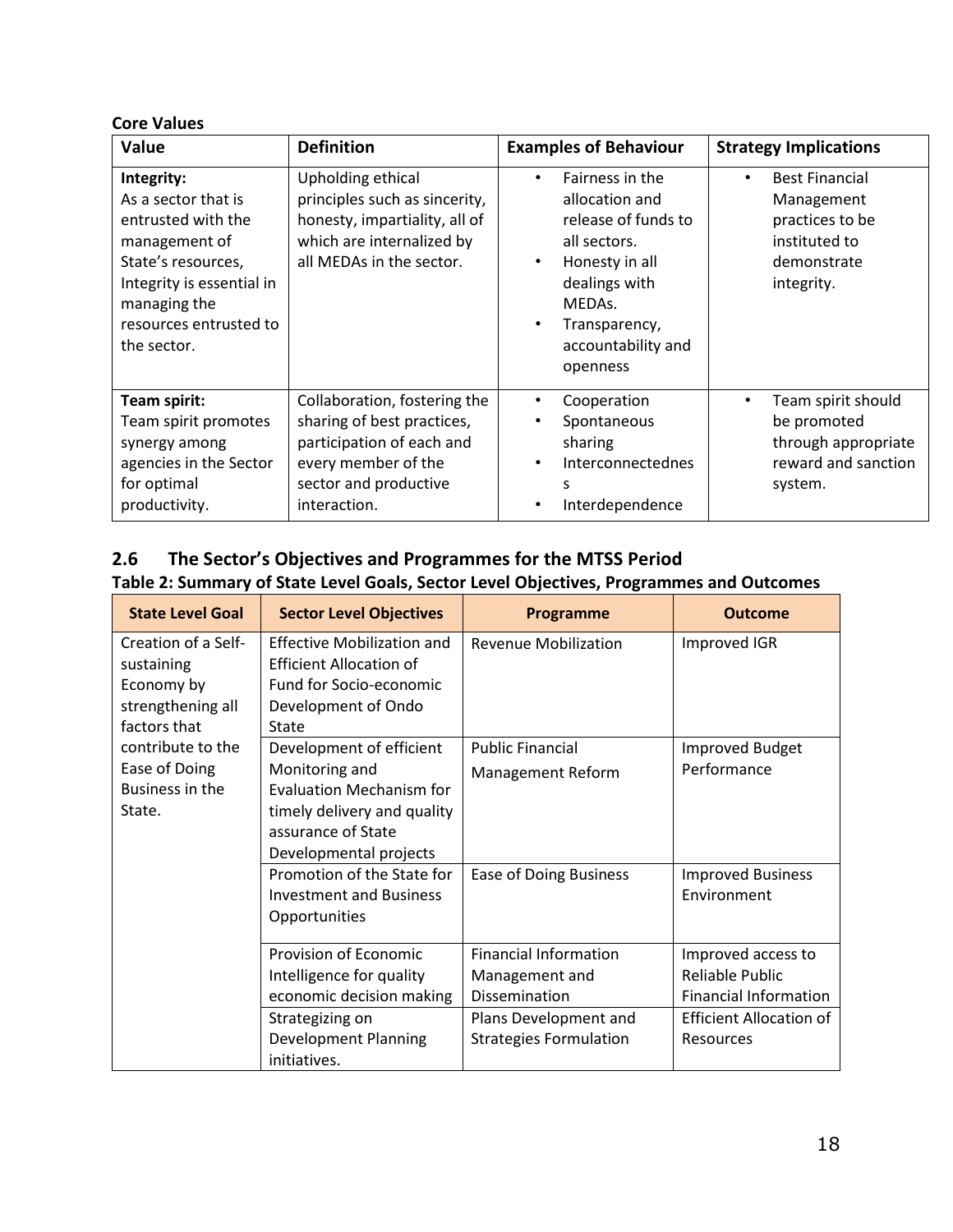**Core Values**

| Value | Definition | Examples of Behaviour | Strategy Implications |
|---|---|---|---|
| **Integrity:** As a sector that is entrusted with the management of State's resources, Integrity is essential in managing the resources entrusted to the sector. | Upholding ethical principles such as sincerity, honesty, impartiality, all of which are internalized by all MEDAs in the sector. | • Fairness in the allocation and release of funds to all sectors.<br>• Honesty in all dealings with MEDAs.<br>• Transparency, accountability and openness | • Best Financial Management practices to be instituted to demonstrate integrity. |
| **Team spirit:** Team spirit promotes synergy among agencies in the Sector for optimal productivity. | Collaboration, fostering the sharing of best practices, participation of each and every member of the sector and productive interaction. | • Cooperation<br>• Spontaneous sharing<br>• Interconnectedness<br>• Interdependence | • Team spirit should be promoted through appropriate reward and sanction system. |

## 2.6 The Sector's Objectives and Programmes for the MTSS Period

**Table 2: Summary of State Level Goals, Sector Level Objectives, Programmes and Outcomes**

| State Level Goal | Sector Level Objectives | Programme | Outcome |
|---|---|---|---|
| Creation of a Self-sustaining Economy by strengthening all factors that contribute to the Ease of Doing Business in the State. | Effective Mobilization and Efficient Allocation of Fund for Socio-economic Development of Ondo State | Revenue Mobilization | Improved IGR |
| | Development of efficient Monitoring and Evaluation Mechanism for timely delivery and quality assurance of State Developmental projects | Public Financial Management Reform | Improved Budget Performance |
| | Promotion of the State for Investment and Business Opportunities | Ease of Doing Business | Improved Business Environment |
| | Provision of Economic Intelligence for quality economic decision making | Financial Information Management and Dissemination | Improved access to Reliable Public Financial Information |
| | Strategizing on Development Planning initiatives. | Plans Development and Strategies Formulation | Efficient Allocation of Resources |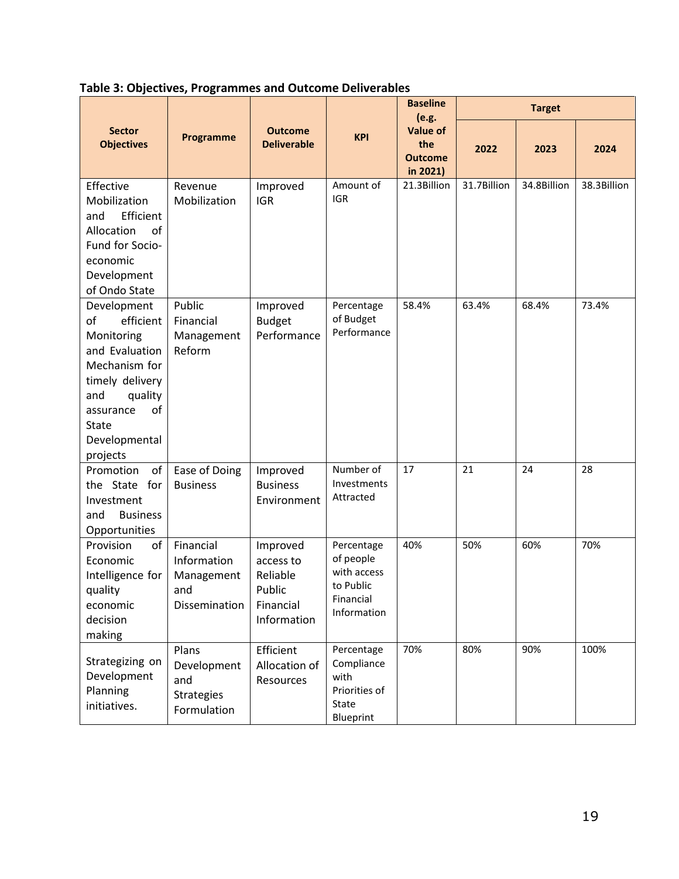**Table 3: Objectives, Programmes and Outcome Deliverables**

| Sector Objectives | Programme | Outcome Deliverable | KPI | Baseline (e.g. Value of the Outcome in 2021) | Target | | |
|---|---|---|---|---|---|---|---|
| | | | | | 2022 | 2023 | 2024 |
| Effective Mobilization and Efficient Allocation of Fund for Socio-economic Development of Ondo State | Revenue Mobilization | Improved IGR | Amount of IGR | 21.3Billion | 31.7Billion | 34.8Billion | 38.3Billion |
| Development of efficient Monitoring and Evaluation Mechanism for timely delivery and quality assurance of State Developmental projects | Public Financial Management Reform | Improved Budget Performance | Percentage of Budget Performance | 58.4% | 63.4% | 68.4% | 73.4% |
| Promotion of the State for Investment and Business Opportunities | Ease of Doing Business | Improved Business Environment | Number of Investments Attracted | 17 | 21 | 24 | 28 |
| Provision of Economic Intelligence for quality economic decision making | Financial Information Management and Dissemination | Improved access to Reliable Public Financial Information | Percentage of people with access to Public Financial Information | 40% | 50% | 60% | 70% |
| Strategizing on Development Planning initiatives. | Plans Development and Strategies Formulation | Efficient Allocation of Resources | Percentage Compliance with Priorities of State Blueprint | 70% | 80% | 90% | 100% |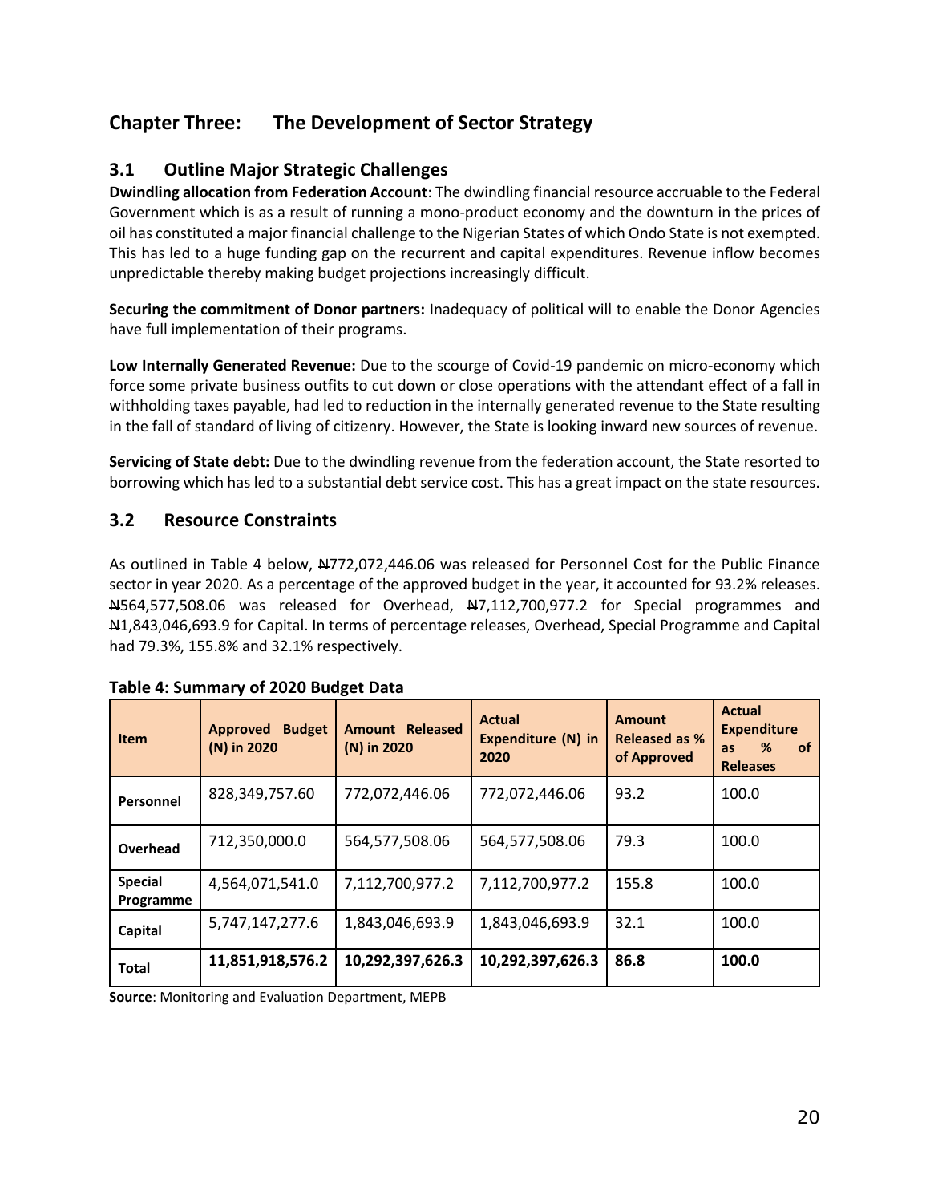## Chapter Three: The Development of Sector Strategy

### 3.1 Outline Major Strategic Challenges

**Dwindling allocation from Federation Account**: The dwindling financial resource accruable to the Federal Government which is as a result of running a mono-product economy and the downturn in the prices of oil has constituted a major financial challenge to the Nigerian States of which Ondo State is not exempted. This has led to a huge funding gap on the recurrent and capital expenditures. Revenue inflow becomes unpredictable thereby making budget projections increasingly difficult.

**Securing the commitment of Donor partners:** Inadequacy of political will to enable the Donor Agencies have full implementation of their programs.

**Low Internally Generated Revenue:** Due to the scourge of Covid-19 pandemic on micro-economy which force some private business outfits to cut down or close operations with the attendant effect of a fall in withholding taxes payable, had led to reduction in the internally generated revenue to the State resulting in the fall of standard of living of citizenry. However, the State is looking inward new sources of revenue.

**Servicing of State debt:** Due to the dwindling revenue from the federation account, the State resorted to borrowing which has led to a substantial debt service cost. This has a great impact on the state resources.

### 3.2 Resource Constraints

As outlined in Table 4 below, ₦772,072,446.06 was released for Personnel Cost for the Public Finance sector in year 2020. As a percentage of the approved budget in the year, it accounted for 93.2% releases. ₦564,577,508.06 was released for Overhead, ₦7,112,700,977.2 for Special programmes and ₦1,843,046,693.9 for Capital. In terms of percentage releases, Overhead, Special Programme and Capital had 79.3%, 155.8% and 32.1% respectively.

**Table 4: Summary of 2020 Budget Data**

| Item | Approved Budget (N) in 2020 | Amount Released (N) in 2020 | Actual Expenditure (N) in 2020 | Amount Released as % of Approved | Actual Expenditure as % of Releases |
|---|---|---|---|---|---|
| **Personnel** | 828,349,757.60 | 772,072,446.06 | 772,072,446.06 | 93.2 | 100.0 |
| **Overhead** | 712,350,000.0 | 564,577,508.06 | 564,577,508.06 | 79.3 | 100.0 |
| **Special Programme** | 4,564,071,541.0 | 7,112,700,977.2 | 7,112,700,977.2 | 155.8 | 100.0 |
| **Capital** | 5,747,147,277.6 | 1,843,046,693.9 | 1,843,046,693.9 | 32.1 | 100.0 |
| **Total** | **11,851,918,576.2** | **10,292,397,626.3** | **10,292,397,626.3** | **86.8** | **100.0** |

**Source**: Monitoring and Evaluation Department, MEPB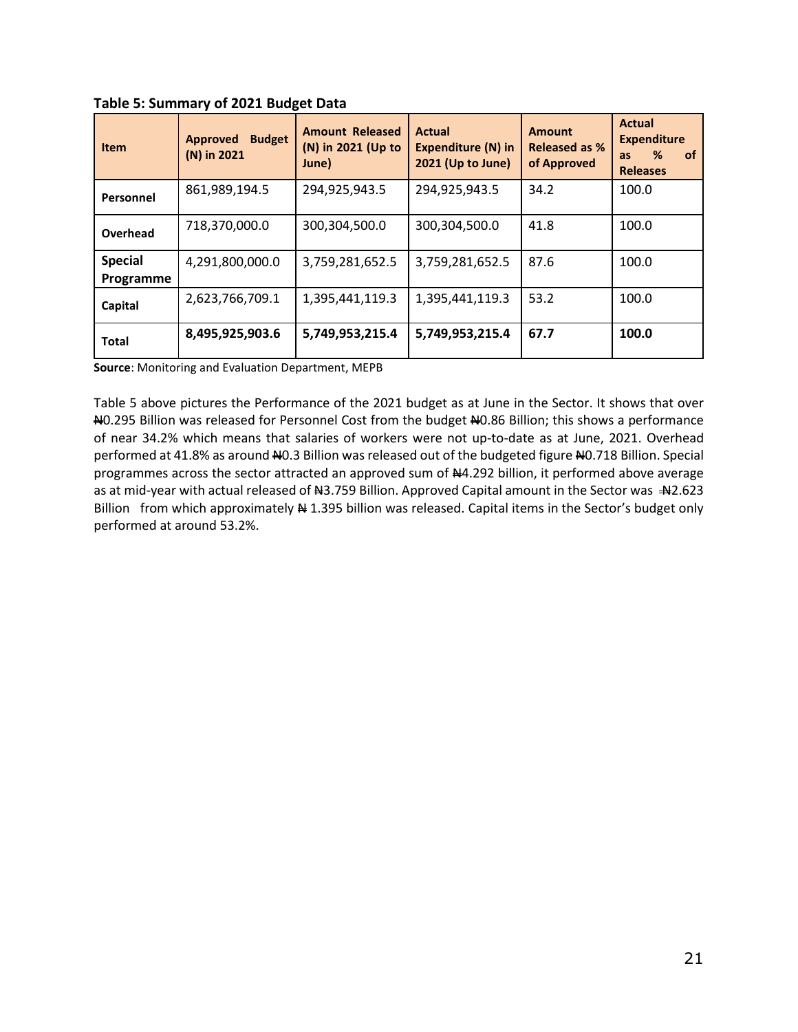**Table 5: Summary of 2021 Budget Data**

| Item | Approved Budget (N) in 2021 | Amount Released (N) in 2021 (Up to June) | Actual Expenditure (N) in 2021 (Up to June) | Amount Released as % of Approved | Actual Expenditure as % of Releases |
|---|---|---|---|---|---|
| **Personnel** | 861,989,194.5 | 294,925,943.5 | 294,925,943.5 | 34.2 | 100.0 |
| **Overhead** | 718,370,000.0 | 300,304,500.0 | 300,304,500.0 | 41.8 | 100.0 |
| **Special Programme** | 4,291,800,000.0 | 3,759,281,652.5 | 3,759,281,652.5 | 87.6 | 100.0 |
| **Capital** | 2,623,766,709.1 | 1,395,441,119.3 | 1,395,441,119.3 | 53.2 | 100.0 |
| **Total** | **8,495,925,903.6** | **5,749,953,215.4** | **5,749,953,215.4** | **67.7** | **100.0** |

**Source**: Monitoring and Evaluation Department, MEPB

Table 5 above pictures the Performance of the 2021 budget as at June in the Sector. It shows that over ₦0.295 Billion was released for Personnel Cost from the budget ₦0.86 Billion; this shows a performance of near 34.2% which means that salaries of workers were not up-to-date as at June, 2021. Overhead performed at 41.8% as around ₦0.3 Billion was released out of the budgeted figure ₦0.718 Billion. Special programmes across the sector attracted an approved sum of ₦4.292 billion, it performed above average as at mid-year with actual released of ₦3.759 Billion. Approved Capital amount in the Sector was ₦2.623 Billion from which approximately ₦ 1.395 billion was released. Capital items in the Sector's budget only performed at around 53.2%.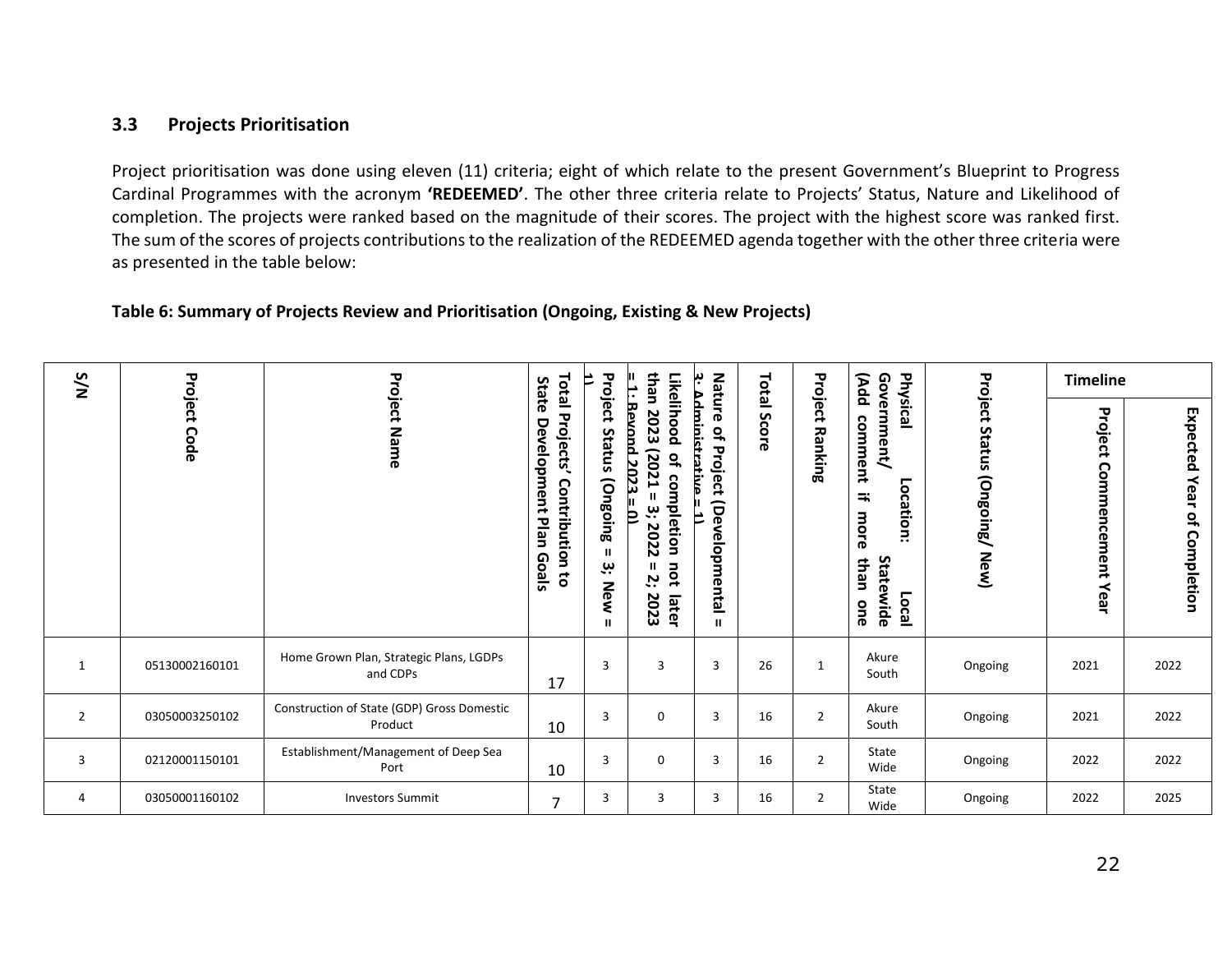### 3.3 Projects Prioritisation

Project prioritisation was done using eleven (11) criteria; eight of which relate to the present Government's Blueprint to Progress Cardinal Programmes with the acronym **'REDEEMED'**. The other three criteria relate to Projects' Status, Nature and Likelihood of completion. The projects were ranked based on the magnitude of their scores. The project with the highest score was ranked first. The sum of the scores of projects contributions to the realization of the REDEEMED agenda together with the other three criteria were as presented in the table below:

**Table 6: Summary of Projects Review and Prioritisation (Ongoing, Existing & New Projects)**

| S/N | Project Code | Project Name | Total Projects' Contribution to State Development Plan Goals | Project Status (Ongoing = 3; New = 1) | Likelihood of completion not later than 2023 (2021 = 3; 2022 = 2; 2023 = 1; Beyond 2023 = 0) | Nature of Project (Developmental = 3; Administrative = 1) | Total Score | Project Ranking | Physical Location: Local Government/ Statewide (Add comment if more than one | Project Status (Ongoing/ New) | Timeline | |
|---|---|---|---|---|---|---|---|---|---|---|---|---|
| | | | | | | | | | | | Project Commencement Year | Expected Year of Completion |
| 1 | 05130002160101 | Home Grown Plan, Strategic Plans, LGDPs and CDPs | 17 | 3 | 3 | 3 | 26 | 1 | Akure South | Ongoing | 2021 | 2022 |
| 2 | 03050003250102 | Construction of State (GDP) Gross Domestic Product | 10 | 3 | 0 | 3 | 16 | 2 | Akure South | Ongoing | 2021 | 2022 |
| 3 | 02120001150101 | Establishment/Management of Deep Sea Port | 10 | 3 | 0 | 3 | 16 | 2 | State Wide | Ongoing | 2022 | 2022 |
| 4 | 03050001160102 | Investors Summit | 7 | 3 | 3 | 3 | 16 | 2 | State Wide | Ongoing | 2022 | 2025 |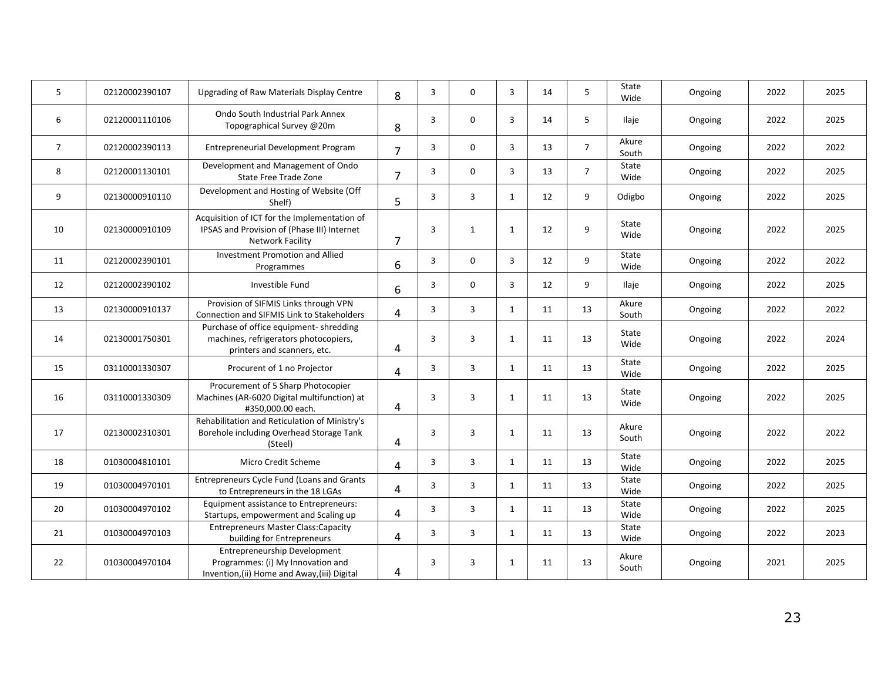| 5 | 02120002390107 | Upgrading of Raw Materials Display Centre | 8 | 3 | 0 | 3 | 14 | 5 | State Wide | Ongoing | 2022 | 2025 |
|---|---|---|---|---|---|---|---|---|---|---|---|---|
| 6 | 02120001110106 | Ondo South Industrial Park Annex Topographical Survey @20m | 8 | 3 | 0 | 3 | 14 | 5 | Ilaje | Ongoing | 2022 | 2025 |
| 7 | 02120002390113 | Entrepreneurial Development Program | 7 | 3 | 0 | 3 | 13 | 7 | Akure South | Ongoing | 2022 | 2022 |
| 8 | 02120001130101 | Development and Management of Ondo State Free Trade Zone | 7 | 3 | 0 | 3 | 13 | 7 | State Wide | Ongoing | 2022 | 2025 |
| 9 | 02130000910110 | Development and Hosting of Website (Off Shelf) | 5 | 3 | 3 | 1 | 12 | 9 | Odigbo | Ongoing | 2022 | 2025 |
| 10 | 02130000910109 | Acquisition of ICT for the Implementation of IPSAS and Provision of (Phase III) Internet Network Facility | 7 | 3 | 1 | 1 | 12 | 9 | State Wide | Ongoing | 2022 | 2025 |
| 11 | 02120002390101 | Investment Promotion and Allied Programmes | 6 | 3 | 0 | 3 | 12 | 9 | State Wide | Ongoing | 2022 | 2022 |
| 12 | 02120002390102 | Investible Fund | 6 | 3 | 0 | 3 | 12 | 9 | Ilaje | Ongoing | 2022 | 2025 |
| 13 | 02130000910137 | Provision of SIFMIS Links through VPN Connection and SIFMIS Link to Stakeholders | 4 | 3 | 3 | 1 | 11 | 13 | Akure South | Ongoing | 2022 | 2022 |
| 14 | 02130001750301 | Purchase of office equipment- shredding machines, refrigerators photocopiers, printers and scanners, etc. | 4 | 3 | 3 | 1 | 11 | 13 | State Wide | Ongoing | 2022 | 2024 |
| 15 | 03110001330307 | Procurent of 1 no Projector | 4 | 3 | 3 | 1 | 11 | 13 | State Wide | Ongoing | 2022 | 2025 |
| 16 | 03110001330309 | Procurement of 5 Sharp Photocopier Machines (AR-6020 Digital multifunction) at #350,000.00 each. | 4 | 3 | 3 | 1 | 11 | 13 | State Wide | Ongoing | 2022 | 2025 |
| 17 | 02130002310301 | Rehabilitation and Reticulation of Ministry's Borehole including Overhead Storage Tank (Steel) | 4 | 3 | 3 | 1 | 11 | 13 | Akure South | Ongoing | 2022 | 2022 |
| 18 | 01030004810101 | Micro Credit Scheme | 4 | 3 | 3 | 1 | 11 | 13 | State Wide | Ongoing | 2022 | 2025 |
| 19 | 01030004970101 | Entrepreneurs Cycle Fund (Loans and Grants to Entrepreneurs in the 18 LGAs | 4 | 3 | 3 | 1 | 11 | 13 | State Wide | Ongoing | 2022 | 2025 |
| 20 | 01030004970102 | Equipment assistance to Entrepreneurs: Startups, empowerment and Scaling up | 4 | 3 | 3 | 1 | 11 | 13 | State Wide | Ongoing | 2022 | 2025 |
| 21 | 01030004970103 | Entrepreneurs Master Class:Capacity building for Entrepreneurs | 4 | 3 | 3 | 1 | 11 | 13 | State Wide | Ongoing | 2022 | 2023 |
| 22 | 01030004970104 | Entrepreneurship Development Programmes: (i) My Innovation and Invention,(ii) Home and Away,(iii) Digital | 4 | 3 | 3 | 1 | 11 | 13 | Akure South | Ongoing | 2021 | 2025 |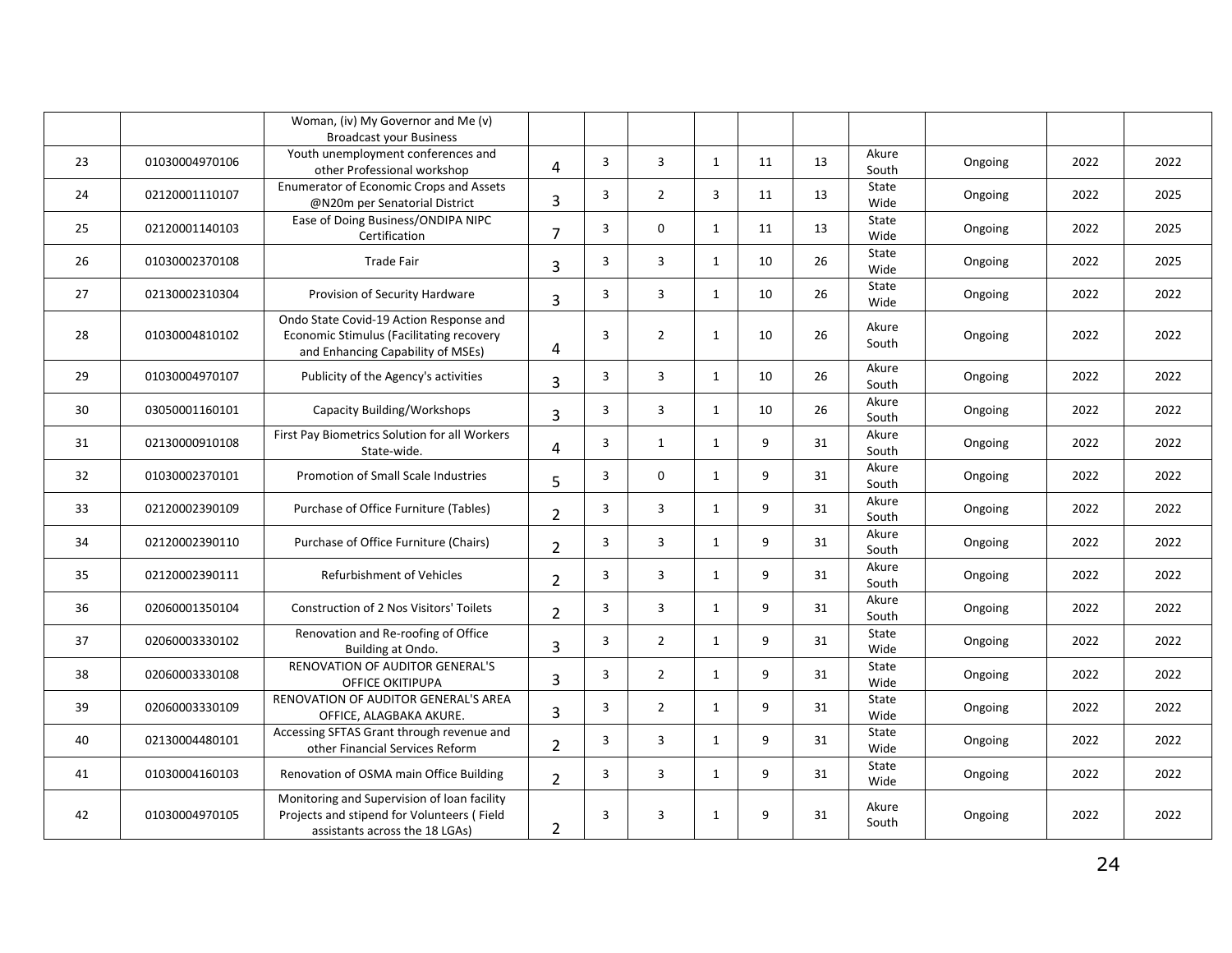| | | | | | | | | | | | | |
|---|---|---|---|---|---|---|---|---|---|---|---|---|
| | | Woman, (iv) My Governor and Me (v) Broadcast your Business | | | | | | | | | | |
| 23 | 01030004970106 | Youth unemployment conferences and other Professional workshop | 4 | 3 | 3 | 1 | 11 | 13 | Akure South | Ongoing | 2022 | 2022 |
| 24 | 02120001110107 | Enumerator of Economic Crops and Assets @N20m per Senatorial District | 3 | 3 | 2 | 3 | 11 | 13 | State Wide | Ongoing | 2022 | 2025 |
| 25 | 02120001140103 | Ease of Doing Business/ONDIPA NIPC Certification | 7 | 3 | 0 | 1 | 11 | 13 | State Wide | Ongoing | 2022 | 2025 |
| 26 | 01030002370108 | Trade Fair | 3 | 3 | 3 | 1 | 10 | 26 | State Wide | Ongoing | 2022 | 2025 |
| 27 | 02130002310304 | Provision of Security Hardware | 3 | 3 | 3 | 1 | 10 | 26 | State Wide | Ongoing | 2022 | 2022 |
| 28 | 01030004810102 | Ondo State Covid-19 Action Response and Economic Stimulus (Facilitating recovery and Enhancing Capability of MSEs) | 4 | 3 | 2 | 1 | 10 | 26 | Akure South | Ongoing | 2022 | 2022 |
| 29 | 01030004970107 | Publicity of the Agency's activities | 3 | 3 | 3 | 1 | 10 | 26 | Akure South | Ongoing | 2022 | 2022 |
| 30 | 03050001160101 | Capacity Building/Workshops | 3 | 3 | 3 | 1 | 10 | 26 | Akure South | Ongoing | 2022 | 2022 |
| 31 | 02130000910108 | First Pay Biometrics Solution for all Workers State-wide. | 4 | 3 | 1 | 1 | 9 | 31 | Akure South | Ongoing | 2022 | 2022 |
| 32 | 01030002370101 | Promotion of Small Scale Industries | 5 | 3 | 0 | 1 | 9 | 31 | Akure South | Ongoing | 2022 | 2022 |
| 33 | 02120002390109 | Purchase of Office Furniture (Tables) | 2 | 3 | 3 | 1 | 9 | 31 | Akure South | Ongoing | 2022 | 2022 |
| 34 | 02120002390110 | Purchase of Office Furniture (Chairs) | 2 | 3 | 3 | 1 | 9 | 31 | Akure South | Ongoing | 2022 | 2022 |
| 35 | 02120002390111 | Refurbishment of Vehicles | 2 | 3 | 3 | 1 | 9 | 31 | Akure South | Ongoing | 2022 | 2022 |
| 36 | 02060001350104 | Construction of 2 Nos Visitors' Toilets | 2 | 3 | 3 | 1 | 9 | 31 | Akure South | Ongoing | 2022 | 2022 |
| 37 | 02060003330102 | Renovation and Re-roofing of Office Building at Ondo. | 3 | 3 | 2 | 1 | 9 | 31 | State Wide | Ongoing | 2022 | 2022 |
| 38 | 02060003330108 | RENOVATION OF AUDITOR GENERAL'S OFFICE OKITIPUPA | 3 | 3 | 2 | 1 | 9 | 31 | State Wide | Ongoing | 2022 | 2022 |
| 39 | 02060003330109 | RENOVATION OF AUDITOR GENERAL'S AREA OFFICE, ALAGBAKA AKURE. | 3 | 3 | 2 | 1 | 9 | 31 | State Wide | Ongoing | 2022 | 2022 |
| 40 | 02130004480101 | Accessing SFTAS Grant through revenue and other Financial Services Reform | 2 | 3 | 3 | 1 | 9 | 31 | State Wide | Ongoing | 2022 | 2022 |
| 41 | 01030004160103 | Renovation of OSMA main Office Building | 2 | 3 | 3 | 1 | 9 | 31 | State Wide | Ongoing | 2022 | 2022 |
| 42 | 01030004970105 | Monitoring and Supervision of loan facility Projects and stipend for Volunteers ( Field assistants across the 18 LGAs) | 2 | 3 | 3 | 1 | 9 | 31 | Akure South | Ongoing | 2022 | 2022 |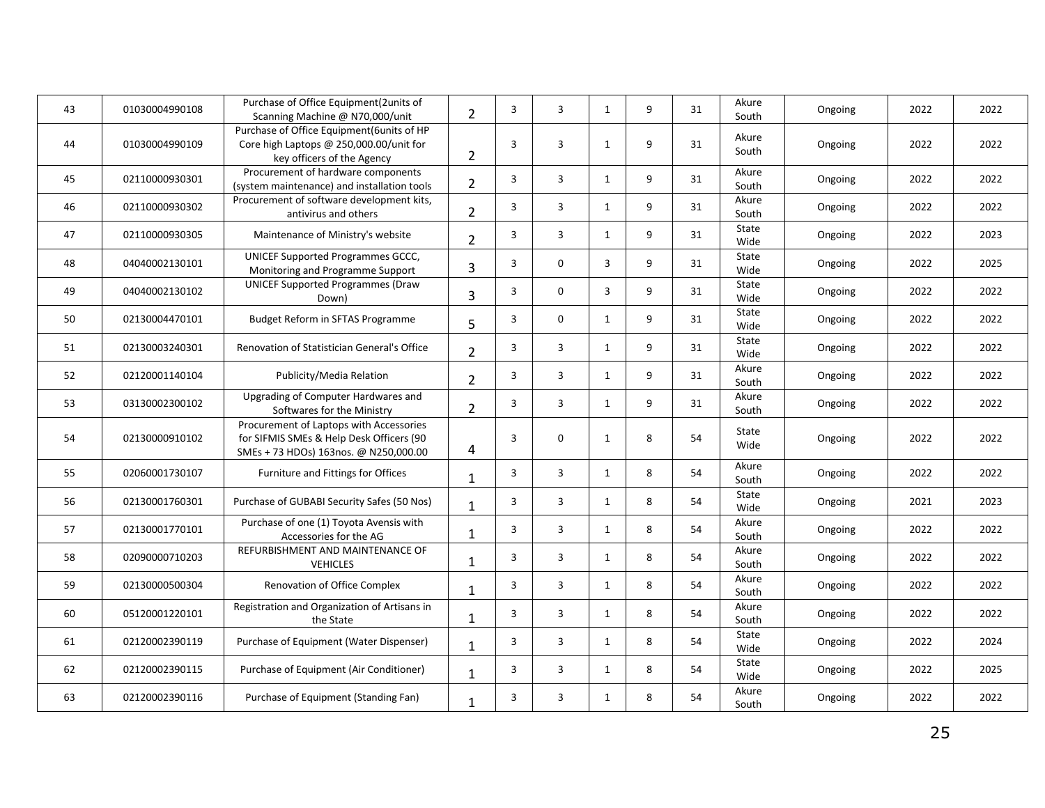| 43 | 01030004990108 | Purchase of Office Equipment(2units of Scanning Machine @ N70,000/unit | 2 | 3 | 3 | 1 | 9 | 31 | Akure South | Ongoing | 2022 | 2022 |
|---|---|---|---|---|---|---|---|---|---|---|---|---|
| 44 | 01030004990109 | Purchase of Office Equipment(6units of HP Core high Laptops @ 250,000.00/unit for key officers of the Agency | 2 | 3 | 3 | 1 | 9 | 31 | Akure South | Ongoing | 2022 | 2022 |
| 45 | 02110000930301 | Procurement of hardware components (system maintenance) and installation tools | 2 | 3 | 3 | 1 | 9 | 31 | Akure South | Ongoing | 2022 | 2022 |
| 46 | 02110000930302 | Procurement of software development kits, antivirus and others | 2 | 3 | 3 | 1 | 9 | 31 | Akure South | Ongoing | 2022 | 2022 |
| 47 | 02110000930305 | Maintenance of Ministry's website | 2 | 3 | 3 | 1 | 9 | 31 | State Wide | Ongoing | 2022 | 2023 |
| 48 | 04040002130101 | UNICEF Supported Programmes GCCC, Monitoring and Programme Support | 3 | 3 | 0 | 3 | 9 | 31 | State Wide | Ongoing | 2022 | 2025 |
| 49 | 04040002130102 | UNICEF Supported Programmes (Draw Down) | 3 | 3 | 0 | 3 | 9 | 31 | State Wide | Ongoing | 2022 | 2022 |
| 50 | 02130004470101 | Budget Reform in SFTAS Programme | 5 | 3 | 0 | 1 | 9 | 31 | State Wide | Ongoing | 2022 | 2022 |
| 51 | 02130003240301 | Renovation of Statistician General's Office | 2 | 3 | 3 | 1 | 9 | 31 | State Wide | Ongoing | 2022 | 2022 |
| 52 | 02120001140104 | Publicity/Media Relation | 2 | 3 | 3 | 1 | 9 | 31 | Akure South | Ongoing | 2022 | 2022 |
| 53 | 03130002300102 | Upgrading of Computer Hardwares and Softwares for the Ministry | 2 | 3 | 3 | 1 | 9 | 31 | Akure South | Ongoing | 2022 | 2022 |
| 54 | 02130000910102 | Procurement of Laptops with Accessories for SIFMIS SMEs & Help Desk Officers (90 SMEs + 73 HDOs) 163nos. @ N250,000.00 | 4 | 3 | 0 | 1 | 8 | 54 | State Wide | Ongoing | 2022 | 2022 |
| 55 | 02060001730107 | Furniture and Fittings for Offices | 1 | 3 | 3 | 1 | 8 | 54 | Akure South | Ongoing | 2022 | 2022 |
| 56 | 02130001760301 | Purchase of GUBABI Security Safes (50 Nos) | 1 | 3 | 3 | 1 | 8 | 54 | State Wide | Ongoing | 2021 | 2023 |
| 57 | 02130001770101 | Purchase of one (1) Toyota Avensis with Accessories for the AG | 1 | 3 | 3 | 1 | 8 | 54 | Akure South | Ongoing | 2022 | 2022 |
| 58 | 02090000710203 | REFURBISHMENT AND MAINTENANCE OF VEHICLES | 1 | 3 | 3 | 1 | 8 | 54 | Akure South | Ongoing | 2022 | 2022 |
| 59 | 02130000500304 | Renovation of Office Complex | 1 | 3 | 3 | 1 | 8 | 54 | Akure South | Ongoing | 2022 | 2022 |
| 60 | 05120001220101 | Registration and Organization of Artisans in the State | 1 | 3 | 3 | 1 | 8 | 54 | Akure South | Ongoing | 2022 | 2022 |
| 61 | 02120002390119 | Purchase of Equipment (Water Dispenser) | 1 | 3 | 3 | 1 | 8 | 54 | State Wide | Ongoing | 2022 | 2024 |
| 62 | 02120002390115 | Purchase of Equipment (Air Conditioner) | 1 | 3 | 3 | 1 | 8 | 54 | State Wide | Ongoing | 2022 | 2025 |
| 63 | 02120002390116 | Purchase of Equipment (Standing Fan) | 1 | 3 | 3 | 1 | 8 | 54 | Akure South | Ongoing | 2022 | 2022 |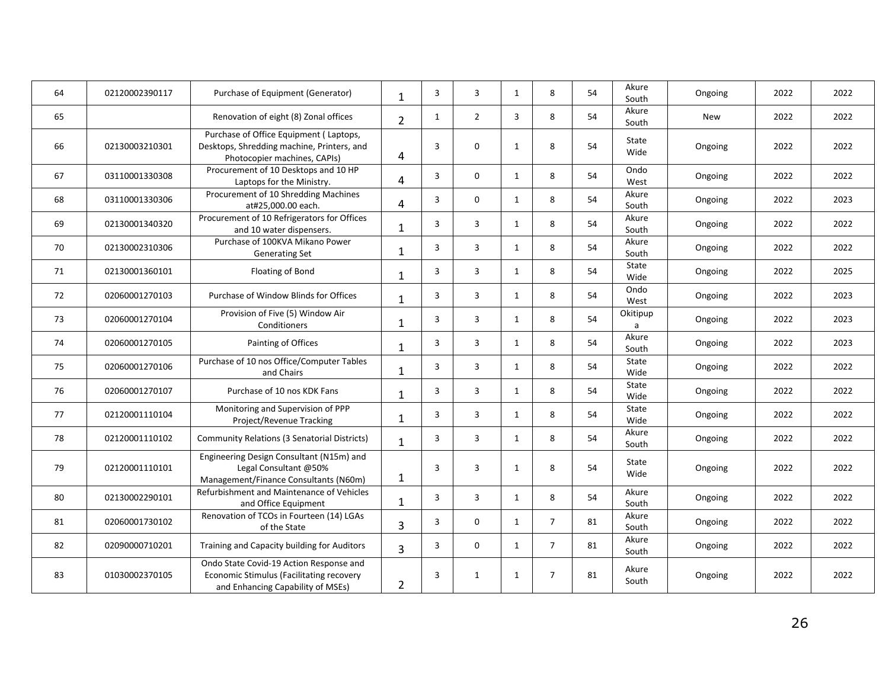| 64 | 02120002390117 | Purchase of Equipment (Generator) | 1 | 3 | 3 | 1 | 8 | 54 | Akure South | Ongoing | 2022 | 2022 |
|---|---|---|---|---|---|---|---|---|---|---|---|---|
| 65 | | Renovation of eight (8) Zonal offices | 2 | 1 | 2 | 3 | 8 | 54 | Akure South | New | 2022 | 2022 |
| 66 | 02130003210301 | Purchase of Office Equipment ( Laptops, Desktops, Shredding machine, Printers, and Photocopier machines, CAPIs) | 4 | 3 | 0 | 1 | 8 | 54 | State Wide | Ongoing | 2022 | 2022 |
| 67 | 03110001330308 | Procurement of 10 Desktops and 10 HP Laptops for the Ministry. | 4 | 3 | 0 | 1 | 8 | 54 | Ondo West | Ongoing | 2022 | 2022 |
| 68 | 03110001330306 | Procurement of 10 Shredding Machines at#25,000.00 each. | 4 | 3 | 0 | 1 | 8 | 54 | Akure South | Ongoing | 2022 | 2023 |
| 69 | 02130001340320 | Procurement of 10 Refrigerators for Offices and 10 water dispensers. | 1 | 3 | 3 | 1 | 8 | 54 | Akure South | Ongoing | 2022 | 2022 |
| 70 | 02130002310306 | Purchase of 100KVA Mikano Power Generating Set | 1 | 3 | 3 | 1 | 8 | 54 | Akure South | Ongoing | 2022 | 2022 |
| 71 | 02130001360101 | Floating of Bond | 1 | 3 | 3 | 1 | 8 | 54 | State Wide | Ongoing | 2022 | 2025 |
| 72 | 02060001270103 | Purchase of Window Blinds for Offices | 1 | 3 | 3 | 1 | 8 | 54 | Ondo West | Ongoing | 2022 | 2023 |
| 73 | 02060001270104 | Provision of Five (5) Window Air Conditioners | 1 | 3 | 3 | 1 | 8 | 54 | Okitipupa | Ongoing | 2022 | 2023 |
| 74 | 02060001270105 | Painting of Offices | 1 | 3 | 3 | 1 | 8 | 54 | Akure South | Ongoing | 2022 | 2023 |
| 75 | 02060001270106 | Purchase of 10 nos Office/Computer Tables and Chairs | 1 | 3 | 3 | 1 | 8 | 54 | State Wide | Ongoing | 2022 | 2022 |
| 76 | 02060001270107 | Purchase of 10 nos KDK Fans | 1 | 3 | 3 | 1 | 8 | 54 | State Wide | Ongoing | 2022 | 2022 |
| 77 | 02120001110104 | Monitoring and Supervision of PPP Project/Revenue Tracking | 1 | 3 | 3 | 1 | 8 | 54 | State Wide | Ongoing | 2022 | 2022 |
| 78 | 02120001110102 | Community Relations (3 Senatorial Districts) | 1 | 3 | 3 | 1 | 8 | 54 | Akure South | Ongoing | 2022 | 2022 |
| 79 | 02120001110101 | Engineering Design Consultant (N15m) and Legal Consultant @50% Management/Finance Consultants (N60m) | 1 | 3 | 3 | 1 | 8 | 54 | State Wide | Ongoing | 2022 | 2022 |
| 80 | 02130002290101 | Refurbishment and Maintenance of Vehicles and Office Equipment | 1 | 3 | 3 | 1 | 8 | 54 | Akure South | Ongoing | 2022 | 2022 |
| 81 | 02060001730102 | Renovation of TCOs in Fourteen (14) LGAs of the State | 3 | 3 | 0 | 1 | 7 | 81 | Akure South | Ongoing | 2022 | 2022 |
| 82 | 02090000710201 | Training and Capacity building for Auditors | 3 | 3 | 0 | 1 | 7 | 81 | Akure South | Ongoing | 2022 | 2022 |
| 83 | 01030002370105 | Ondo State Covid-19 Action Response and Economic Stimulus (Facilitating recovery and Enhancing Capability of MSEs) | 2 | 3 | 1 | 1 | 7 | 81 | Akure South | Ongoing | 2022 | 2022 |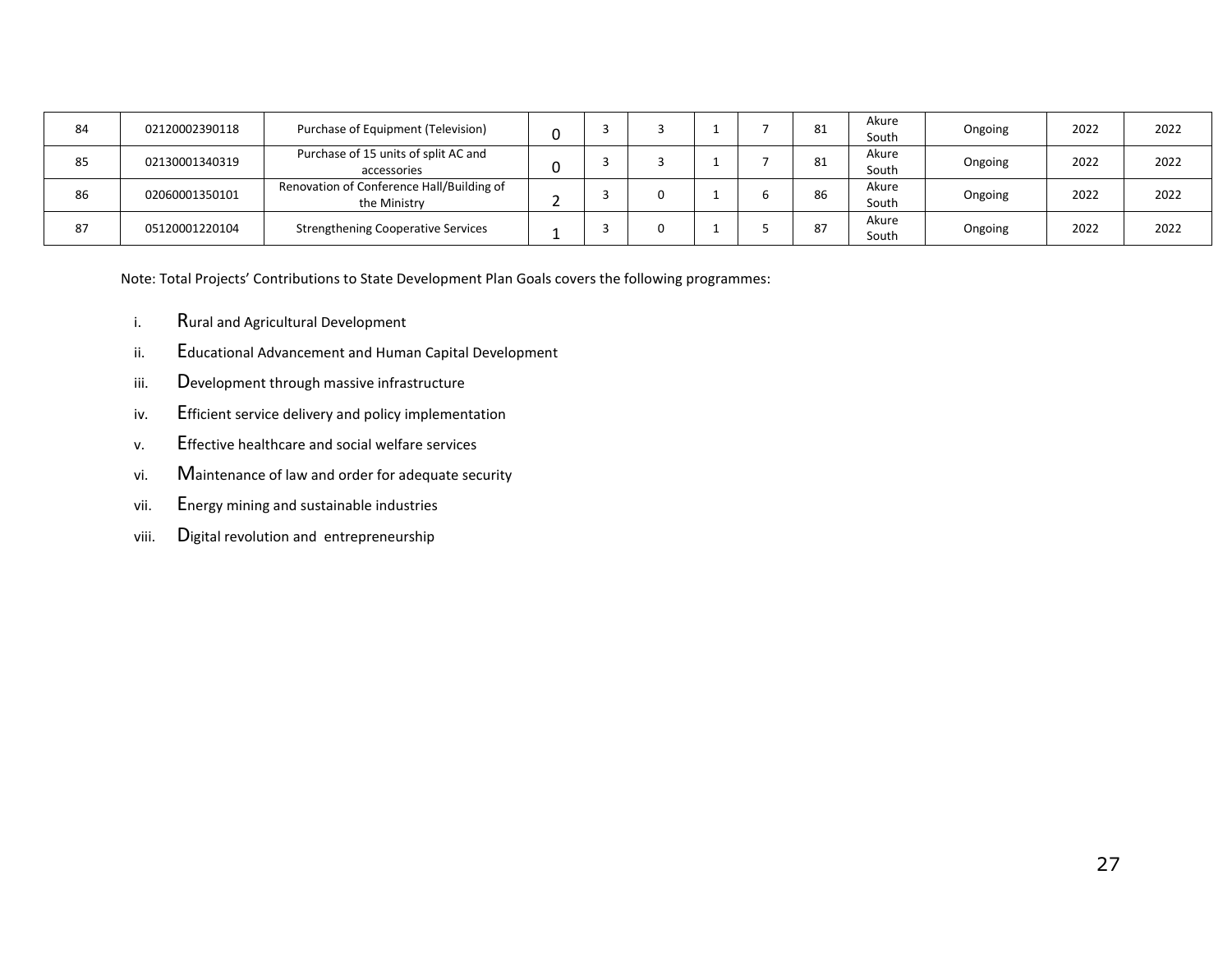| 84 | 02120002390118 | Purchase of Equipment (Television) | 0 | 3 | 3 | 1 | 7 | 81 | Akure South | Ongoing | 2022 | 2022 |
|---|---|---|---|---|---|---|---|---|---|---|---|---|
| 85 | 02130001340319 | Purchase of 15 units of split AC and accessories | 0 | 3 | 3 | 1 | 7 | 81 | Akure South | Ongoing | 2022 | 2022 |
| 86 | 02060001350101 | Renovation of Conference Hall/Building of the Ministry | 2 | 3 | 0 | 1 | 6 | 86 | Akure South | Ongoing | 2022 | 2022 |
| 87 | 05120001220104 | Strengthening Cooperative Services | 1 | 3 | 0 | 1 | 5 | 87 | Akure South | Ongoing | 2022 | 2022 |

Note: Total Projects' Contributions to State Development Plan Goals covers the following programmes:

i. Rural and Agricultural Development

ii. Educational Advancement and Human Capital Development

iii. Development through massive infrastructure

iv. Efficient service delivery and policy implementation

v. Effective healthcare and social welfare services

vi. Maintenance of law and order for adequate security

vii. Energy mining and sustainable industries

viii. Digital revolution and entrepreneurship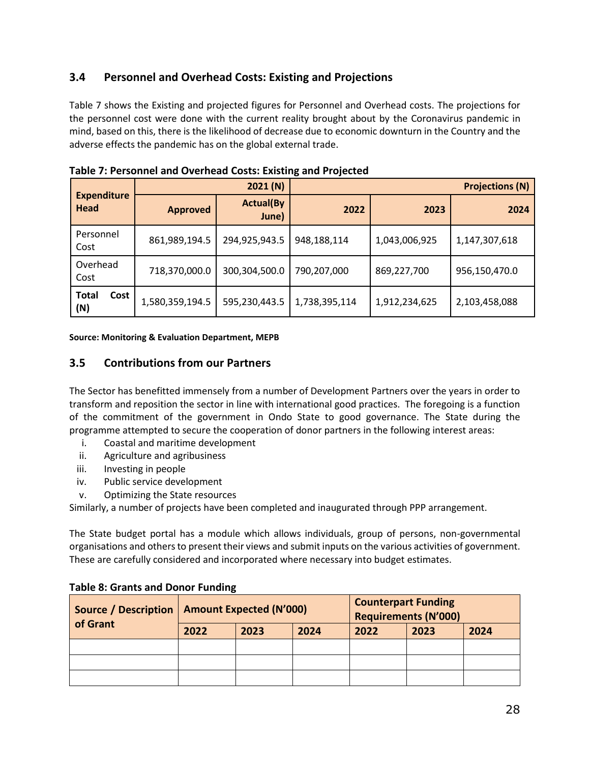## 3.4 Personnel and Overhead Costs: Existing and Projections

Table 7 shows the Existing and projected figures for Personnel and Overhead costs. The projections for the personnel cost were done with the current reality brought about by the Coronavirus pandemic in mind, based on this, there is the likelihood of decrease due to economic downturn in the Country and the adverse effects the pandemic has on the global external trade.

**Table 7: Personnel and Overhead Costs: Existing and Projected**

| Expenditure Head | 2021 (N) | | Projections (N) | | |
|---|---|---|---|---|---|
| | Approved | Actual(By June) | 2022 | 2023 | 2024 |
| Personnel Cost | 861,989,194.5 | 294,925,943.5 | 948,188,114 | 1,043,006,925 | 1,147,307,618 |
| Overhead Cost | 718,370,000.0 | 300,304,500.0 | 790,207,000 | 869,227,700 | 956,150,470.0 |
| **Total Cost (N)** | 1,580,359,194.5 | 595,230,443.5 | 1,738,395,114 | 1,912,234,625 | 2,103,458,088 |

**Source: Monitoring & Evaluation Department, MEPB**

## 3.5 Contributions from our Partners

The Sector has benefitted immensely from a number of Development Partners over the years in order to transform and reposition the sector in line with international good practices. The foregoing is a function of the commitment of the government in Ondo State to good governance. The State during the programme attempted to secure the cooperation of donor partners in the following interest areas:

i. Coastal and maritime development
ii. Agriculture and agribusiness
iii. Investing in people
iv. Public service development
v. Optimizing the State resources

Similarly, a number of projects have been completed and inaugurated through PPP arrangement.

The State budget portal has a module which allows individuals, group of persons, non-governmental organisations and others to present their views and submit inputs on the various activities of government. These are carefully considered and incorporated where necessary into budget estimates.

**Table 8: Grants and Donor Funding**

| Source / Description of Grant | Amount Expected (N'000) | | | Counterpart Funding Requirements (N'000) | | |
|---|---|---|---|---|---|---|
| | 2022 | 2023 | 2024 | 2022 | 2023 | 2024 |
| | | | | | | |
| | | | | | | |
| | | | | | | |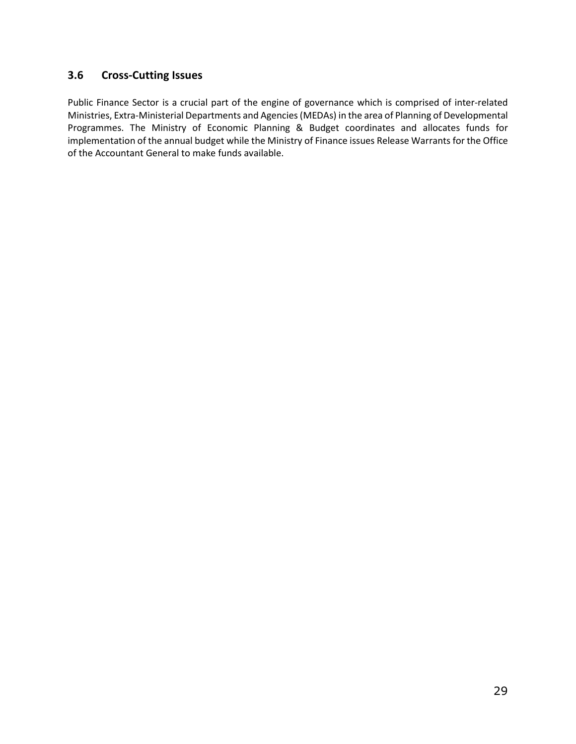### 3.6 Cross-Cutting Issues

Public Finance Sector is a crucial part of the engine of governance which is comprised of inter-related Ministries, Extra-Ministerial Departments and Agencies (MEDAs) in the area of Planning of Developmental Programmes. The Ministry of Economic Planning & Budget coordinates and allocates funds for implementation of the annual budget while the Ministry of Finance issues Release Warrants for the Office of the Accountant General to make funds available.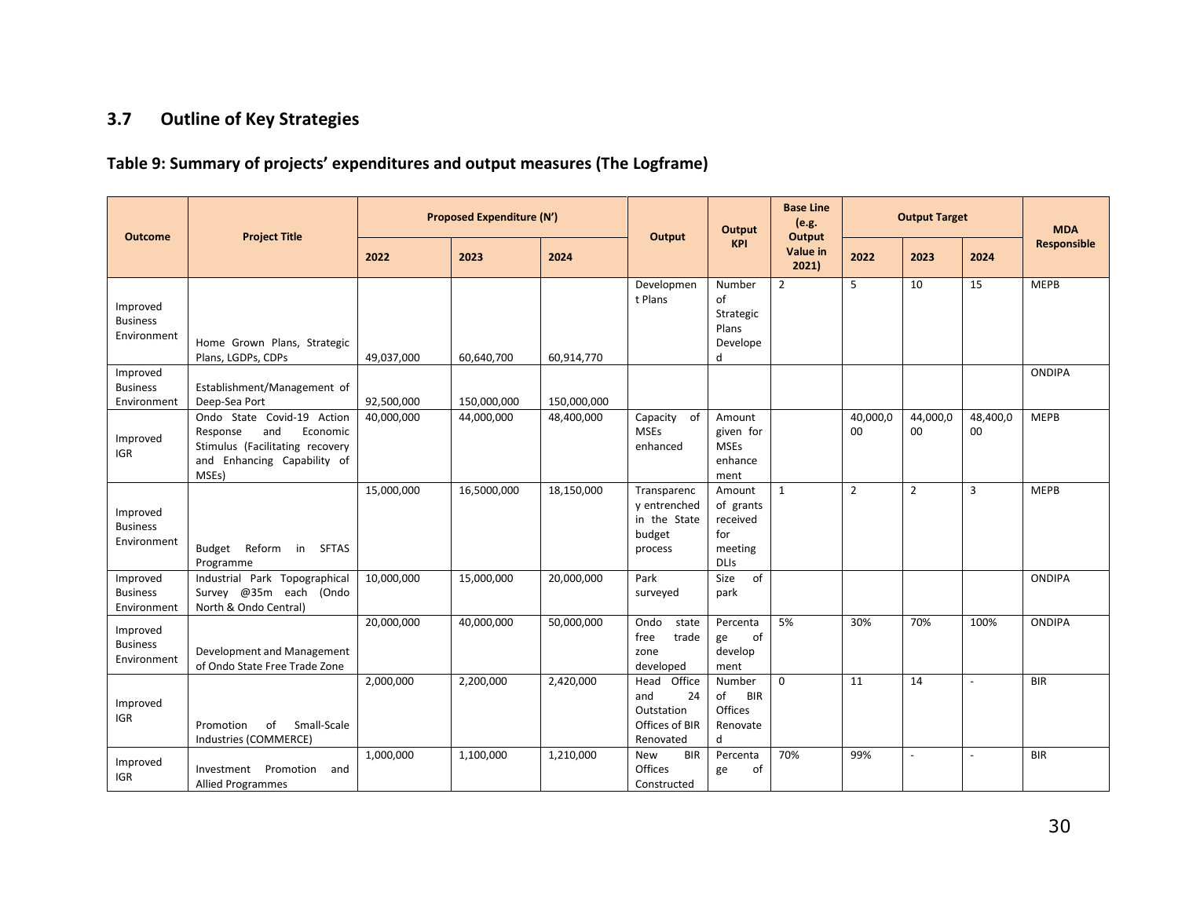## 3.7 Outline of Key Strategies

### Table 9: Summary of projects' expenditures and output measures (The Logframe)

| Outcome | Project Title | Proposed Expenditure (N') | | | Output | Output KPI | Base Line (e.g. Output Value in 2021) | Output Target | | | MDA Responsible |
|---|---|---|---|---|---|---|---|---|---|---|---|
| | | 2022 | 2023 | 2024 | | | | 2022 | 2023 | 2024 | |
| Improved Business Environment | Home Grown Plans, Strategic Plans, LGDPs, CDPs | 49,037,000 | 60,640,700 | 60,914,770 | Development Plans | Number of Strategic Plans Developed | 2 | 5 | 10 | 15 | MEPB |
| Improved Business Environment | Establishment/Management of Deep-Sea Port | 92,500,000 | 150,000,000 | 150,000,000 | | | | | | | ONDIPA |
| Improved IGR | Ondo State Covid-19 Action Response and Economic Stimulus (Facilitating recovery and Enhancing Capability of MSEs) | 40,000,000 | 44,000,000 | 48,400,000 | Capacity of MSEs enhanced | Amount given for MSEs enhancement | | 40,000,000 | 44,000,000 | 48,400,000 | MEPB |
| Improved Business Environment | Budget Reform in SFTAS Programme | 15,000,000 | 16,5000,000 | 18,150,000 | Transparency entrenched in the State budget process | Amount of grants received for meeting DLIs | 1 | 2 | 2 | 3 | MEPB |
| Improved Business Environment | Industrial Park Topographical Survey @35m each (Ondo North & Ondo Central) | 10,000,000 | 15,000,000 | 20,000,000 | Park surveyed | Size of park | | | | | ONDIPA |
| Improved Business Environment | Development and Management of Ondo State Free Trade Zone | 20,000,000 | 40,000,000 | 50,000,000 | Ondo state free trade zone developed | Percentage of development | 5% | 30% | 70% | 100% | ONDIPA |
| Improved IGR | Promotion of Small-Scale Industries (COMMERCE) | 2,000,000 | 2,200,000 | 2,420,000 | Head Office and 24 Outstation Offices of BIR Renovated | Number of BIR Offices Renovated | 0 | 11 | 14 | - | BIR |
| Improved IGR | Investment Promotion and Allied Programmes | 1,000,000 | 1,100,000 | 1,210,000 | New BIR Offices Constructed | Percentage of | 70% | 99% | - | - | BIR |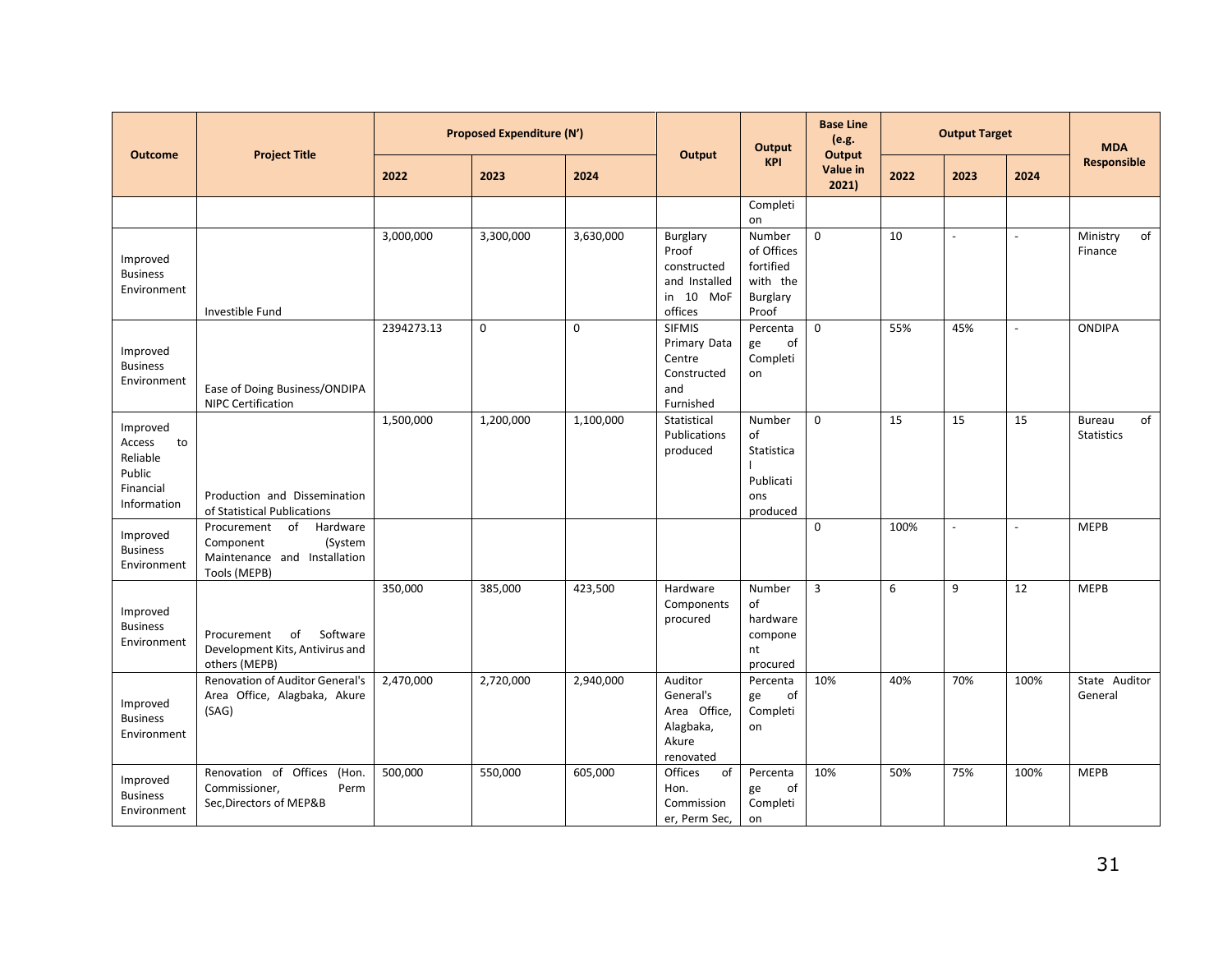| Outcome | Project Title | Proposed Expenditure (N') | | | Output | Output KPI | Base Line (e.g. Output Value in 2021) | Output Target | | | MDA Responsible |
|---|---|---|---|---|---|---|---|---|---|---|---|
| | | 2022 | 2023 | 2024 | | | | 2022 | 2023 | 2024 | |
| | | | | | | Completion | | | | | |
| Improved Business Environment | Investible Fund | 3,000,000 | 3,300,000 | 3,630,000 | Burglary Proof constructed and Installed in 10 MoF offices | Number of Offices fortified with the Burglary Proof | 0 | 10 | - | - | Ministry of Finance |
| Improved Business Environment | Ease of Doing Business/ONDIPA NIPC Certification | 2394273.13 | 0 | 0 | SIFMIS Primary Data Centre Constructed and Furnished | Percentage of Completion | 0 | 55% | 45% | - | ONDIPA |
| Improved Access to Reliable Public Financial Information | Production and Dissemination of Statistical Publications | 1,500,000 | 1,200,000 | 1,100,000 | Statistical Publications produced | Number of Statistical Publications produced | 0 | 15 | 15 | 15 | Bureau of Statistics |
| Improved Business Environment | Procurement of Hardware Component (System Maintenance and Installation Tools (MEPB) | | | | | | 0 | 100% | - | - | MEPB |
| Improved Business Environment | Procurement of Software Development Kits, Antivirus and others (MEPB) | 350,000 | 385,000 | 423,500 | Hardware Components procured | Number of hardware component procured | 3 | 6 | 9 | 12 | MEPB |
| Improved Business Environment | Renovation of Auditor General's Area Office, Alagbaka, Akure (SAG) | 2,470,000 | 2,720,000 | 2,940,000 | Auditor General's Area Office, Alagbaka, Akure renovated | Percentage of Completion | 10% | 40% | 70% | 100% | State Auditor General |
| Improved Business Environment | Renovation of Offices (Hon. Commissioner, Perm Sec,Directors of MEP&B | 500,000 | 550,000 | 605,000 | Offices of Hon. Commissioner, Perm Sec, | Percentage of Completion | 10% | 50% | 75% | 100% | MEPB |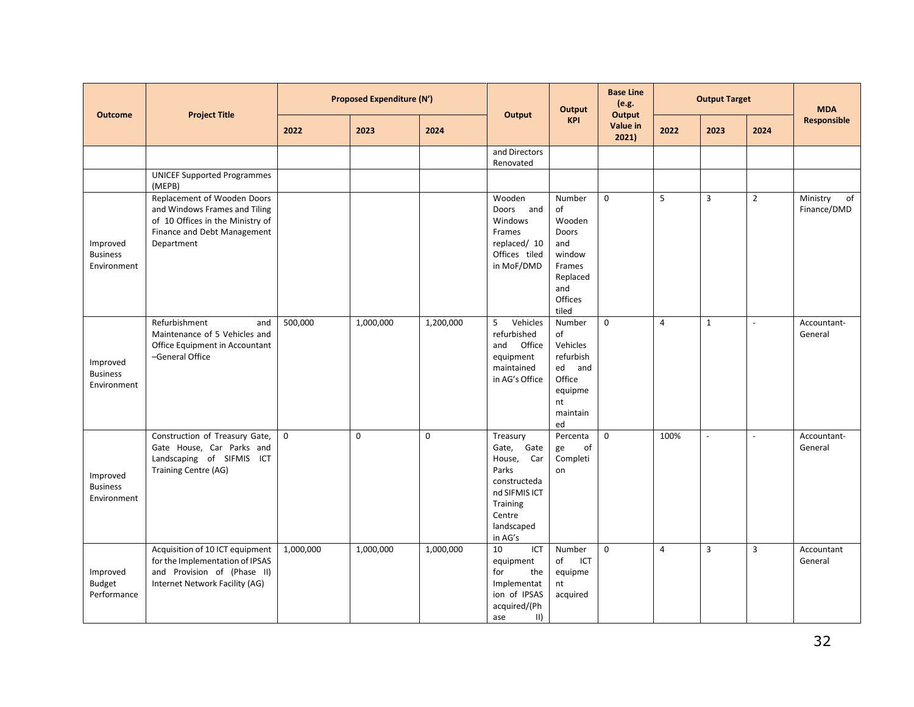| Outcome | Project Title | Proposed Expenditure (N') | | | Output | Output KPI | Base Line (e.g. Output Value in 2021) | Output Target | | | MDA Responsible |
|---|---|---|---|---|---|---|---|---|---|---|---|
| | | 2022 | 2023 | 2024 | | | | 2022 | 2023 | 2024 | |
| | | | | | and Directors Renovated | | | | | | |
| | UNICEF Supported Programmes (MEPB) | | | | | | | | | | |
| Improved Business Environment | Replacement of Wooden Doors and Windows Frames and Tiling of 10 Offices in the Ministry of Finance and Debt Management Department | | | | Wooden Doors and Windows Frames replaced/ 10 Offices tiled in MoF/DMD | Number of Wooden Doors and window Frames Replaced and Offices tiled | 0 | 5 | 3 | 2 | Ministry of Finance/DMD |
| Improved Business Environment | Refurbishment and Maintenance of 5 Vehicles and Office Equipment in Accountant –General Office | 500,000 | 1,000,000 | 1,200,000 | 5 Vehicles refurbished and Office equipment maintained in AG's Office | Number of Vehicles refurbished and Office equipment maintained | 0 | 4 | 1 | - | Accountant-General |
| Improved Business Environment | Construction of Treasury Gate, Gate House, Car Parks and Landscaping of SIFMIS ICT Training Centre (AG) | 0 | 0 | 0 | Treasury Gate, Gate House, Car Parks constructeda nd SIFMIS ICT Training Centre landscaped in AG's | Percentage of Completion | 0 | 100% | - | - | Accountant-General |
| Improved Budget Performance | Acquisition of 10 ICT equipment for the Implementation of IPSAS and Provision of (Phase II) Internet Network Facility (AG) | 1,000,000 | 1,000,000 | 1,000,000 | 10 ICT equipment for the Implementation of IPSAS acquired/(Phase II) | Number of ICT equipment acquired | 0 | 4 | 3 | 3 | Accountant General |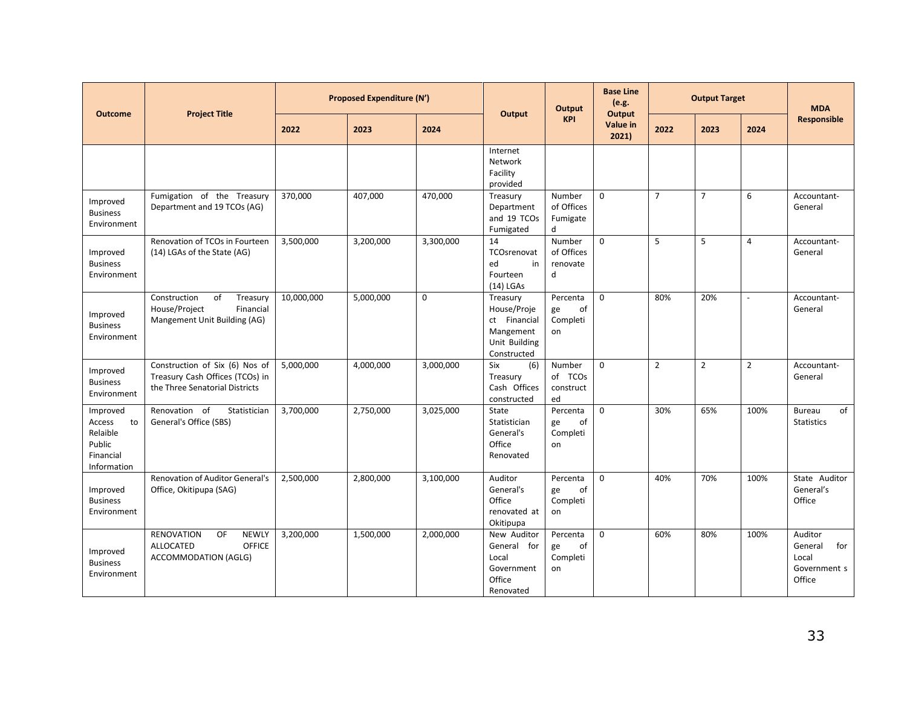| Outcome | Project Title | Proposed Expenditure (N') | | | Output | Output KPI | Base Line (e.g. Output Value in 2021) | Output Target | | | MDA Responsible |
|---|---|---|---|---|---|---|---|---|---|---|---|
| | | 2022 | 2023 | 2024 | | | | 2022 | 2023 | 2024 | |
| | | | | | Internet Network Facility provided | | | | | | |
| Improved Business Environment | Fumigation of the Treasury Department and 19 TCOs (AG) | 370,000 | 407,000 | 470,000 | Treasury Department and 19 TCOs Fumigated | Number of Offices Fumigated | 0 | 7 | 7 | 6 | Accountant-General |
| Improved Business Environment | Renovation of TCOs in Fourteen (14) LGAs of the State (AG) | 3,500,000 | 3,200,000 | 3,300,000 | 14 TCOsrenovated in Fourteen (14) LGAs | Number of Offices renovated | 0 | 5 | 5 | 4 | Accountant-General |
| Improved Business Environment | Construction of Treasury House/Project Financial Mangement Unit Building (AG) | 10,000,000 | 5,000,000 | 0 | Treasury House/Project Financial Mangement Unit Building Constructed | Percentage of Completion | 0 | 80% | 20% | - | Accountant-General |
| Improved Business Environment | Construction of Six (6) Nos of Treasury Cash Offices (TCOs) in the Three Senatorial Districts | 5,000,000 | 4,000,000 | 3,000,000 | Six (6) Treasury Cash Offices constructed | Number of TCOs constructed | 0 | 2 | 2 | 2 | Accountant-General |
| Improved Access to Relaible Public Financial Information | Renovation of Statistician General's Office (SBS) | 3,700,000 | 2,750,000 | 3,025,000 | State Statistician General's Office Renovated | Percentage of Completion | 0 | 30% | 65% | 100% | Bureau of Statistics |
| Improved Business Environment | Renovation of Auditor General's Office, Okitipupa (SAG) | 2,500,000 | 2,800,000 | 3,100,000 | Auditor General's Office renovated at Okitipupa | Percentage of Completion | 0 | 40% | 70% | 100% | State Auditor General's Office |
| Improved Business Environment | RENOVATION OF NEWLY ALLOCATED OFFICE ACCOMMODATION (AGLG) | 3,200,000 | 1,500,000 | 2,000,000 | New Auditor General for Local Government Office Renovated | Percentage of Completion | 0 | 60% | 80% | 100% | Auditor General for Local Government s Office |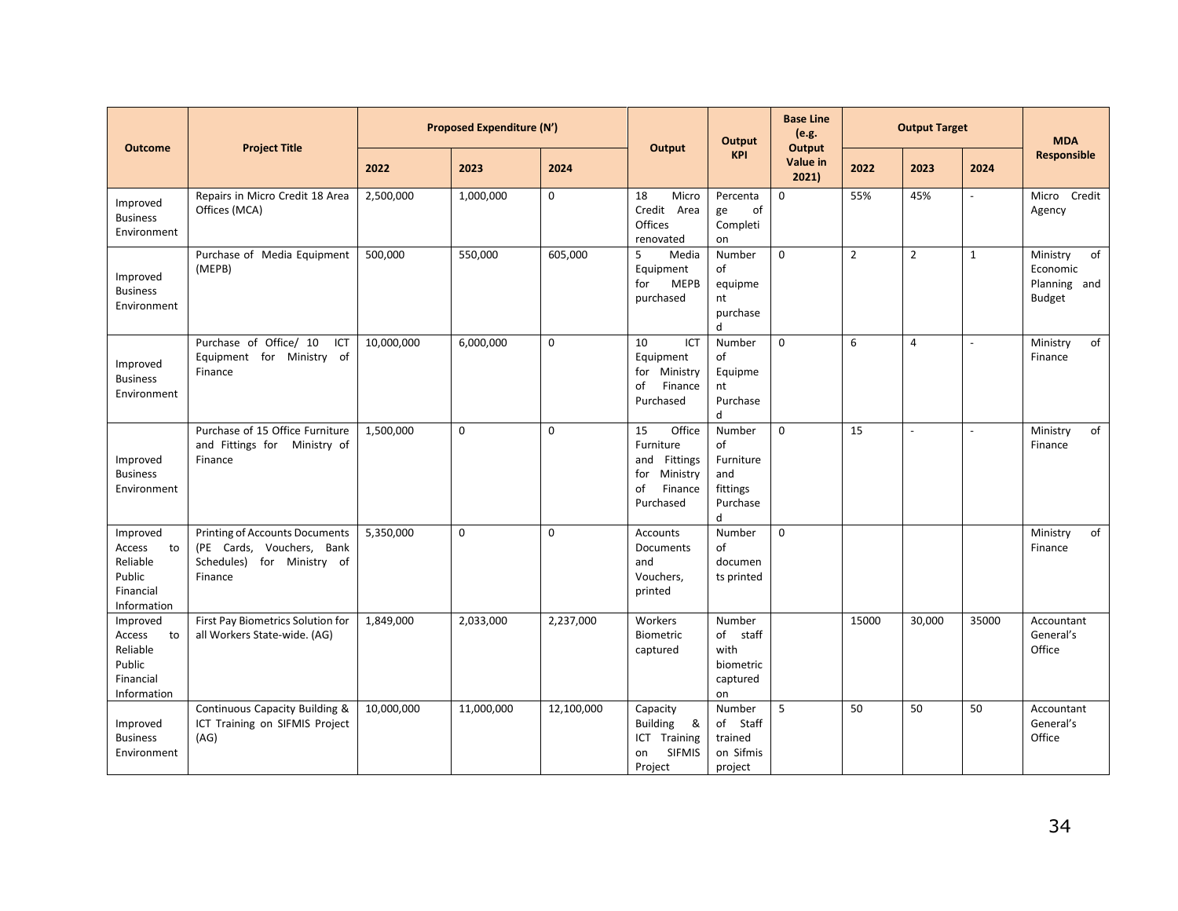| Outcome | Project Title | Proposed Expenditure (N') | | | Output | Output KPI | Base Line (e.g. Output Value in 2021) | Output Target | | | MDA Responsible |
|---|---|---|---|---|---|---|---|---|---|---|---|
| | | 2022 | 2023 | 2024 | | | | 2022 | 2023 | 2024 | |
| Improved Business Environment | Repairs in Micro Credit 18 Area Offices (MCA) | 2,500,000 | 1,000,000 | 0 | 18 Micro Credit Area Offices renovated | Percentage of Completion | 0 | 55% | 45% | - | Micro Credit Agency |
| Improved Business Environment | Purchase of Media Equipment (MEPB) | 500,000 | 550,000 | 605,000 | 5 Media Equipment for MEPB purchased | Number of equipment purchased | 0 | 2 | 2 | 1 | Ministry of Economic Planning and Budget |
| Improved Business Environment | Purchase of Office/ 10 ICT Equipment for Ministry of Finance | 10,000,000 | 6,000,000 | 0 | 10 ICT Equipment for Ministry of Finance Purchased | Number of Equipment Purchased | 0 | 6 | 4 | - | Ministry of Finance |
| Improved Business Environment | Purchase of 15 Office Furniture and Fittings for Ministry of Finance | 1,500,000 | 0 | 0 | 15 Office Furniture and Fittings for Ministry of Finance Purchased | Number of Furniture and fittings Purchased | 0 | 15 | - | - | Ministry of Finance |
| Improved Access to Reliable Public Financial Information | Printing of Accounts Documents (PE Cards, Vouchers, Bank Schedules) for Ministry of Finance | 5,350,000 | 0 | 0 | Accounts Documents and Vouchers, printed | Number of documents printed | 0 | | | | Ministry of Finance |
| Improved Access to Reliable Public Financial Information | First Pay Biometrics Solution for all Workers State-wide. (AG) | 1,849,000 | 2,033,000 | 2,237,000 | Workers Biometric captured | Number of staff with biometric captured on | | 15000 | 30,000 | 35000 | Accountant General's Office |
| Improved Business Environment | Continuous Capacity Building & ICT Training on SIFMIS Project (AG) | 10,000,000 | 11,000,000 | 12,100,000 | Capacity Building & ICT Training on SIFMIS Project | Number of Staff trained on Sifmis project | 5 | 50 | 50 | 50 | Accountant General's Office |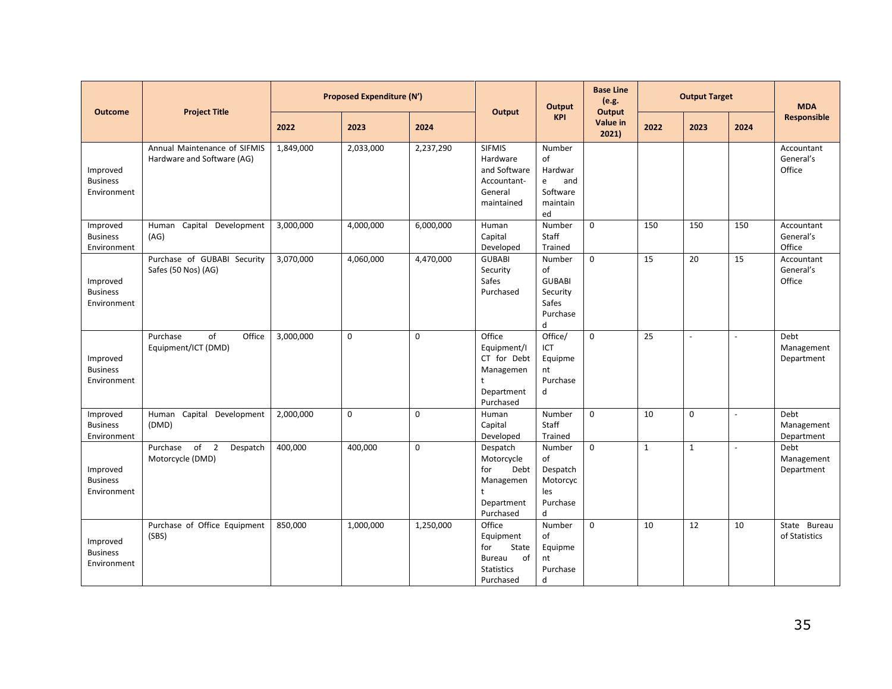| Outcome | Project Title | Proposed Expenditure (N') | | | Output | Output KPI | Base Line (e.g. Output Value in 2021) | Output Target | | | MDA Responsible |
|---|---|---|---|---|---|---|---|---|---|---|---|
| | | 2022 | 2023 | 2024 | | | | 2022 | 2023 | 2024 | |
| Improved Business Environment | Annual Maintenance of SIFMIS Hardware and Software (AG) | 1,849,000 | 2,033,000 | 2,237,290 | SIFMIS Hardware and Software Accountant-General maintained | Number of Hardware and Software maintained | | | | | Accountant General's Office |
| Improved Business Environment | Human Capital Development (AG) | 3,000,000 | 4,000,000 | 6,000,000 | Human Capital Developed | Number Staff Trained | 0 | 150 | 150 | 150 | Accountant General's Office |
| Improved Business Environment | Purchase of GUBABI Security Safes (50 Nos) (AG) | 3,070,000 | 4,060,000 | 4,470,000 | GUBABI Security Safes Purchased | Number of GUBABI Security Safes Purchased | 0 | 15 | 20 | 15 | Accountant General's Office |
| Improved Business Environment | Purchase of Office Equipment/ICT (DMD) | 3,000,000 | 0 | 0 | Office Equipment/ICT for Debt Management Department Purchased | Office/ ICT Equipment Purchased | 0 | 25 | - | - | Debt Management Department |
| Improved Business Environment | Human Capital Development (DMD) | 2,000,000 | 0 | 0 | Human Capital Developed | Number Staff Trained | 0 | 10 | 0 | - | Debt Management Department |
| Improved Business Environment | Purchase of 2 Despatch Motorcycle (DMD) | 400,000 | 400,000 | 0 | Despatch Motorcycle for Debt Management Department Purchased | Number of Despatch Motorcycles Purchased | 0 | 1 | 1 | - | Debt Management Department |
| Improved Business Environment | Purchase of Office Equipment (SBS) | 850,000 | 1,000,000 | 1,250,000 | Office Equipment for State Bureau of Statistics Purchased | Number of Equipment Purchased | 0 | 10 | 12 | 10 | State Bureau of Statistics |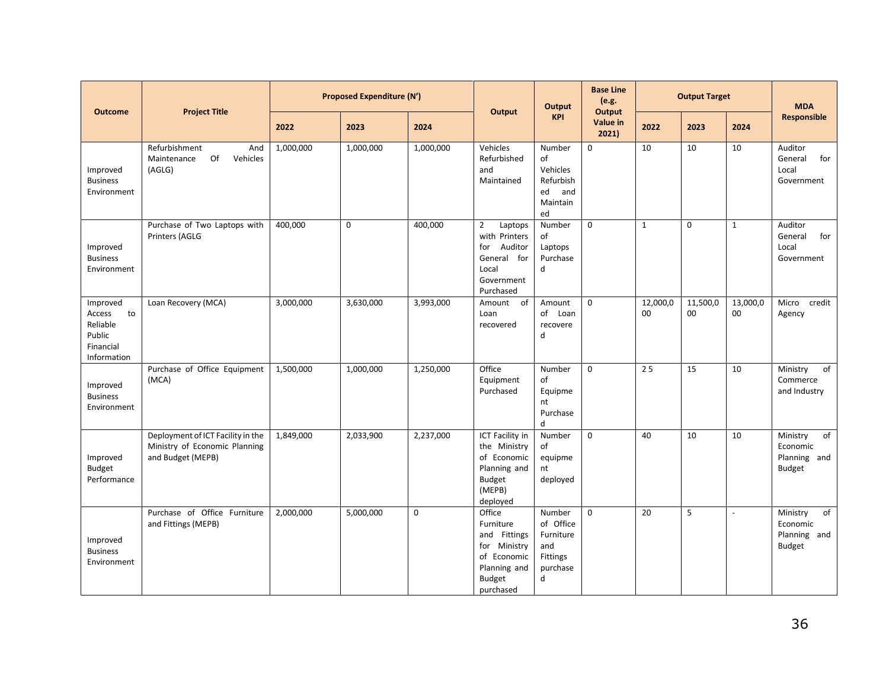| Outcome | Project Title | Proposed Expenditure (N') | | | Output | Output KPI | Base Line (e.g. Output Value in 2021) | Output Target | | | MDA Responsible |
|---|---|---|---|---|---|---|---|---|---|---|---|
| | | 2022 | 2023 | 2024 | | | | 2022 | 2023 | 2024 | |
| Improved Business Environment | Refurbishment And Maintenance Of Vehicles (AGLG) | 1,000,000 | 1,000,000 | 1,000,000 | Vehicles Refurbished and Maintained | Number of Vehicles Refurbished and Maintained | 0 | 10 | 10 | 10 | Auditor General for Local Government |
| Improved Business Environment | Purchase of Two Laptops with Printers (AGLG | 400,000 | 0 | 400,000 | 2 Laptops with Printers for Auditor General for Local Government Purchased | Number of Laptops Purchased | 0 | 1 | 0 | 1 | Auditor General for Local Government |
| Improved Access to Reliable Public Financial Information | Loan Recovery (MCA) | 3,000,000 | 3,630,000 | 3,993,000 | Amount of Loan recovered | Amount of Loan recovered | 0 | 12,000,000 | 11,500,000 | 13,000,000 | Micro credit Agency |
| Improved Business Environment | Purchase of Office Equipment (MCA) | 1,500,000 | 1,000,000 | 1,250,000 | Office Equipment Purchased | Number of Equipment Purchased | 0 | 2 5 | 15 | 10 | Ministry of Commerce and Industry |
| Improved Budget Performance | Deployment of ICT Facility in the Ministry of Economic Planning and Budget (MEPB) | 1,849,000 | 2,033,900 | 2,237,000 | ICT Facility in the Ministry of Economic Planning and Budget (MEPB) deployed | Number of equipment deployed | 0 | 40 | 10 | 10 | Ministry of Economic Planning and Budget |
| Improved Business Environment | Purchase of Office Furniture and Fittings (MEPB) | 2,000,000 | 5,000,000 | 0 | Office Furniture and Fittings for Ministry of Economic Planning and Budget purchased | Number of Office Furniture and Fittings purchased | 0 | 20 | 5 | - | Ministry of Economic Planning and Budget |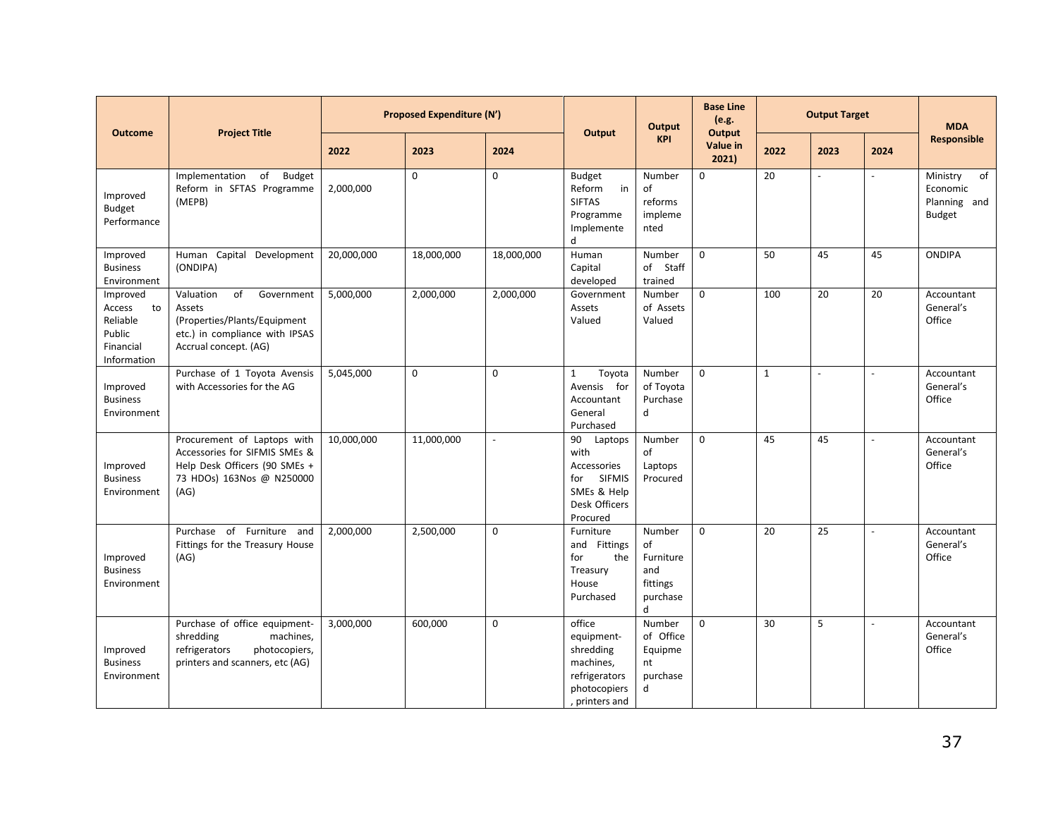| Outcome | Project Title | Proposed Expenditure (N') | | | Output | Output KPI | Base Line (e.g. Output Value in 2021) | Output Target | | | MDA Responsible |
|---|---|---|---|---|---|---|---|---|---|---|---|
| | | 2022 | 2023 | 2024 | | | | 2022 | 2023 | 2024 | |
| Improved Budget Performance | Implementation of Budget Reform in SFTAS Programme (MEPB) | 2,000,000 | 0 | 0 | Budget Reform in SIFTAS Programme Implemented | Number of reforms implemented | 0 | 20 | - | - | Ministry of Economic Planning and Budget |
| Improved Business Environment | Human Capital Development (ONDIPA) | 20,000,000 | 18,000,000 | 18,000,000 | Human Capital developed | Number of Staff trained | 0 | 50 | 45 | 45 | ONDIPA |
| Improved Access to Reliable Public Financial Information | Valuation of Government Assets (Properties/Plants/Equipment etc.) in compliance with IPSAS Accrual concept. (AG) | 5,000,000 | 2,000,000 | 2,000,000 | Government Assets Valued | Number of Assets Valued | 0 | 100 | 20 | 20 | Accountant General's Office |
| Improved Business Environment | Purchase of 1 Toyota Avensis with Accessories for the AG | 5,045,000 | 0 | 0 | 1 Toyota Avensis for Accountant General Purchased | Number of Toyota Purchased | 0 | 1 | - | - | Accountant General's Office |
| Improved Business Environment | Procurement of Laptops with Accessories for SIFMIS SMEs & Help Desk Officers (90 SMEs + 73 HDOs) 163Nos @ N250000 (AG) | 10,000,000 | 11,000,000 | - | 90 Laptops with Accessories for SIFMIS SMEs & Help Desk Officers Procured | Number of Laptops Procured | 0 | 45 | 45 | - | Accountant General's Office |
| Improved Business Environment | Purchase of Furniture and Fittings for the Treasury House (AG) | 2,000,000 | 2,500,000 | 0 | Furniture and Fittings for the Treasury House Purchased | Number of Furniture and fittings purchased | 0 | 20 | 25 | - | Accountant General's Office |
| Improved Business Environment | Purchase of office equipment- shredding machines, refrigerators photocopiers, printers and scanners, etc (AG) | 3,000,000 | 600,000 | 0 | office equipment- shredding machines, refrigerators photocopiers, printers and | Number of Office Equipment purchased | 0 | 30 | 5 | - | Accountant General's Office |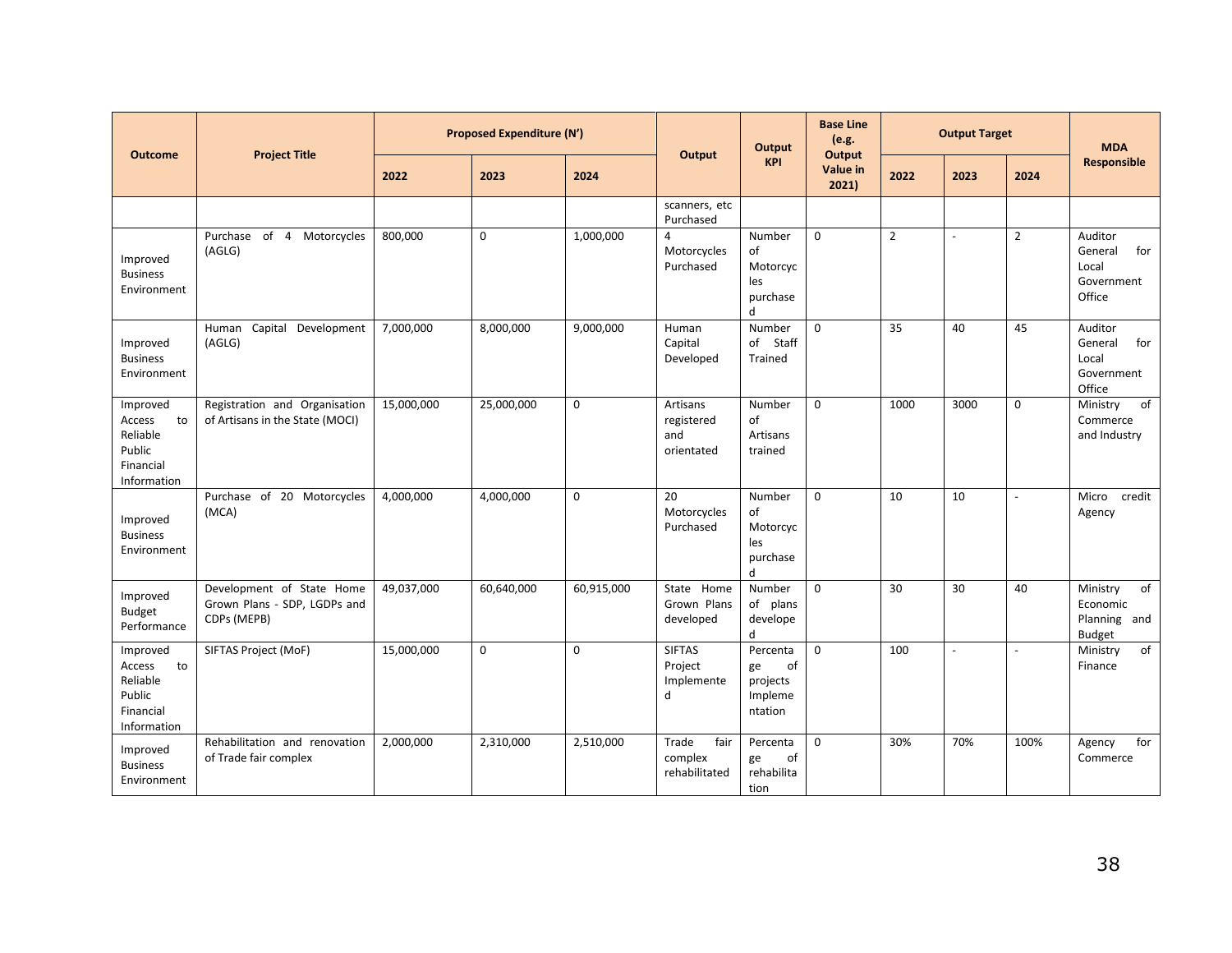| Outcome | Project Title | Proposed Expenditure (N') | | | Output | Output KPI | Base Line (e.g. Output Value in 2021) | Output Target | | | MDA Responsible |
|---|---|---|---|---|---|---|---|---|---|---|---|
| | | 2022 | 2023 | 2024 | | | | 2022 | 2023 | 2024 | |
| | | | | | scanners, etc Purchased | | | | | | |
| Improved Business Environment | Purchase of 4 Motorcycles (AGLG) | 800,000 | 0 | 1,000,000 | 4 Motorcycles Purchased | Number of Motorcycles purchased | 0 | 2 | - | 2 | Auditor General for Local Government Office |
| Improved Business Environment | Human Capital Development (AGLG) | 7,000,000 | 8,000,000 | 9,000,000 | Human Capital Developed | Number of Staff Trained | 0 | 35 | 40 | 45 | Auditor General for Local Government Office |
| Improved Access to Reliable Public Financial Information | Registration and Organisation of Artisans in the State (MOCI) | 15,000,000 | 25,000,000 | 0 | Artisans registered and orientated | Number of Artisans trained | 0 | 1000 | 3000 | 0 | Ministry of Commerce and Industry |
| Improved Business Environment | Purchase of 20 Motorcycles (MCA) | 4,000,000 | 4,000,000 | 0 | 20 Motorcycles Purchased | Number of Motorcycles purchased | 0 | 10 | 10 | - | Micro credit Agency |
| Improved Budget Performance | Development of State Home Grown Plans - SDP, LGDPs and CDPs (MEPB) | 49,037,000 | 60,640,000 | 60,915,000 | State Home Grown Plans developed | Number of plans developed | 0 | 30 | 30 | 40 | Ministry of Economic Planning and Budget |
| Improved Access to Reliable Public Financial Information | SIFTAS Project (MoF) | 15,000,000 | 0 | 0 | SIFTAS Project Implemented | Percentage of projects Implementation | 0 | 100 | - | - | Ministry of Finance |
| Improved Business Environment | Rehabilitation and renovation of Trade fair complex | 2,000,000 | 2,310,000 | 2,510,000 | Trade fair complex rehabilitated | Percentage of rehabilitation | 0 | 30% | 70% | 100% | Agency for Commerce |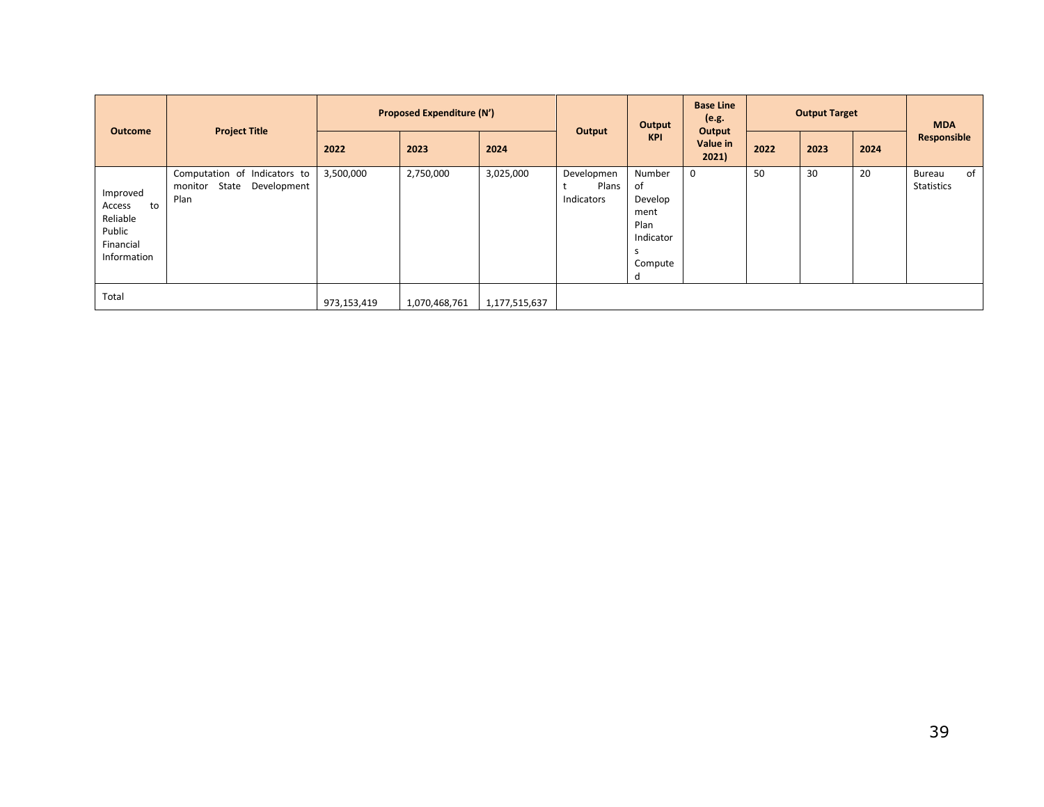| Outcome | Project Title | Proposed Expenditure (N') | | | Output | Output KPI | Base Line (e.g. Output Value in 2021) | Output Target | | | MDA Responsible |
|---|---|---|---|---|---|---|---|---|---|---|---|
| | | 2022 | 2023 | 2024 | | | | 2022 | 2023 | 2024 | |
| Improved Access to Reliable Public Financial Information | Computation of Indicators to monitor State Development Plan | 3,500,000 | 2,750,000 | 3,025,000 | Development Plans Indicators | Number of Development Plan Indicators Computed | 0 | 50 | 30 | 20 | Bureau of Statistics |
| Total | | 973,153,419 | 1,070,468,761 | 1,177,515,637 | | | | | | | |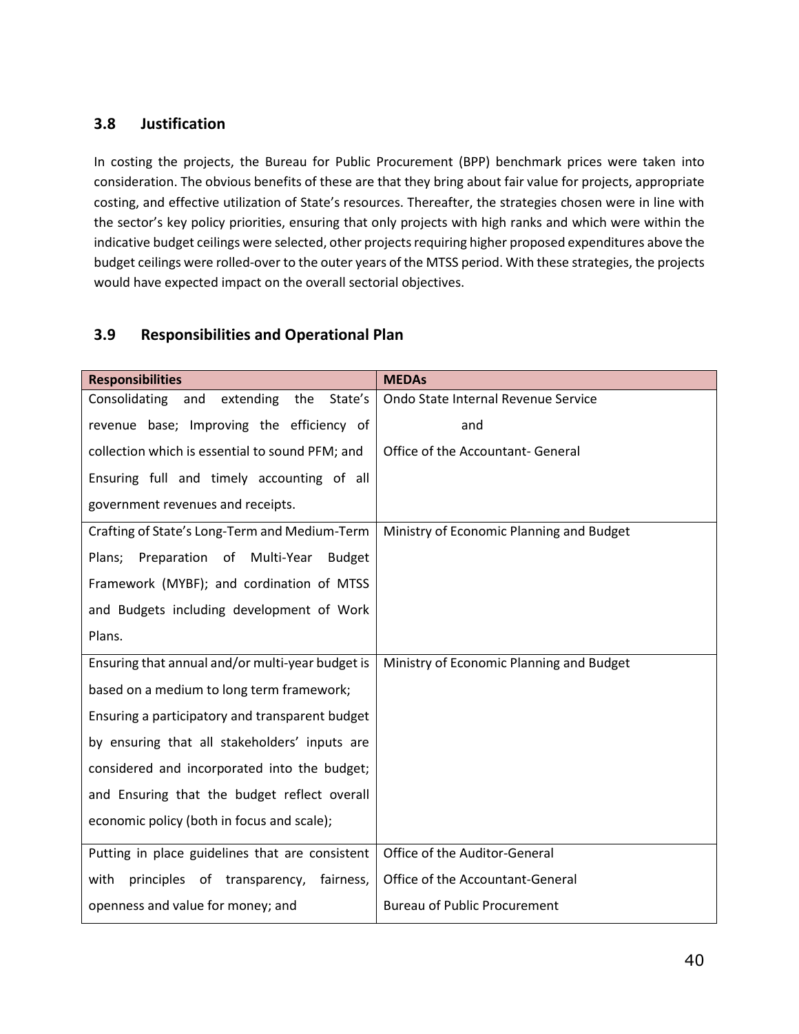## 3.8 Justification

In costing the projects, the Bureau for Public Procurement (BPP) benchmark prices were taken into consideration. The obvious benefits of these are that they bring about fair value for projects, appropriate costing, and effective utilization of State's resources. Thereafter, the strategies chosen were in line with the sector's key policy priorities, ensuring that only projects with high ranks and which were within the indicative budget ceilings were selected, other projects requiring higher proposed expenditures above the budget ceilings were rolled-over to the outer years of the MTSS period. With these strategies, the projects would have expected impact on the overall sectorial objectives.

## 3.9 Responsibilities and Operational Plan

| Responsibilities | MEDAs |
|---|---|
| Consolidating and extending the State's revenue base; Improving the efficiency of collection which is essential to sound PFM; and Ensuring full and timely accounting of all government revenues and receipts. | Ondo State Internal Revenue Service and Office of the Accountant- General |
| Crafting of State's Long-Term and Medium-Term Plans; Preparation of Multi-Year Budget Framework (MYBF); and cordination of MTSS and Budgets including development of Work Plans. | Ministry of Economic Planning and Budget |
| Ensuring that annual and/or multi-year budget is based on a medium to long term framework; Ensuring a participatory and transparent budget by ensuring that all stakeholders' inputs are considered and incorporated into the budget; and Ensuring that the budget reflect overall economic policy (both in focus and scale); | Ministry of Economic Planning and Budget |
| Putting in place guidelines that are consistent with principles of transparency, fairness, openness and value for money; and | Office of the Auditor-General<br>Office of the Accountant-General<br>Bureau of Public Procurement |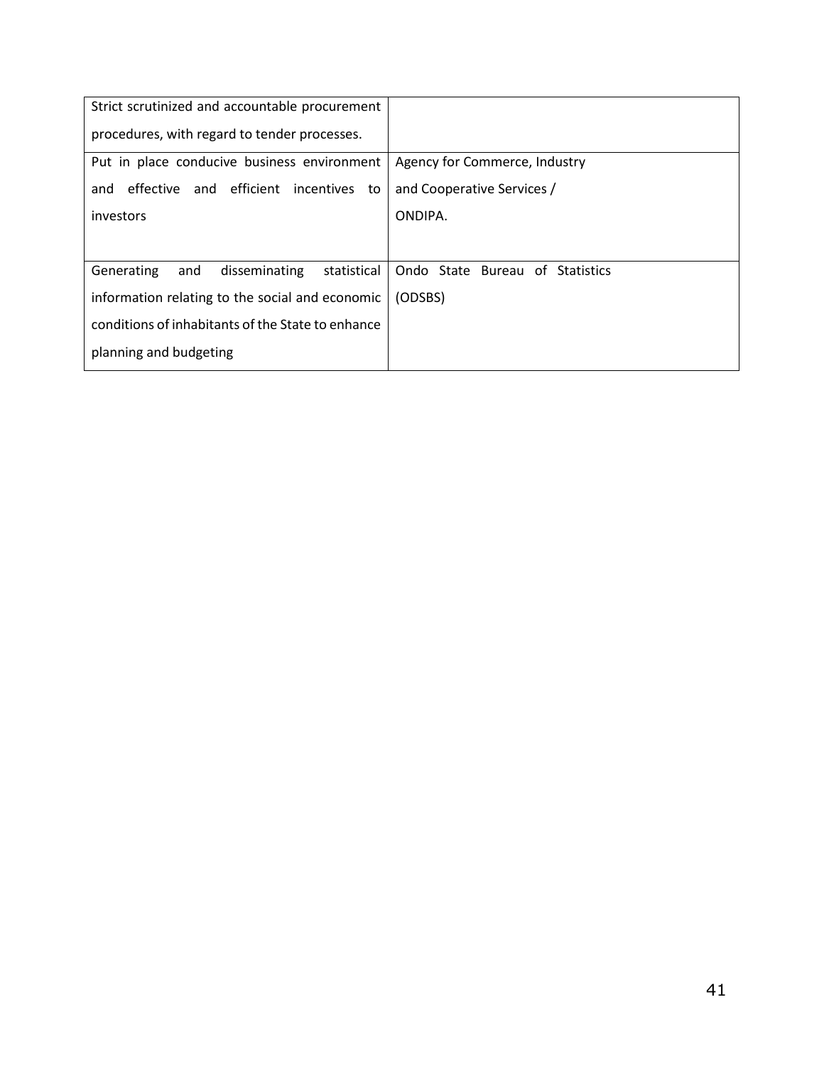| | |
|---|---|
| Strict scrutinized and accountable procurement procedures, with regard to tender processes. | |
| Put in place conducive business environment and effective and efficient incentives to investors | Agency for Commerce, Industry and Cooperative Services / ONDIPA. |
| Generating and disseminating statistical information relating to the social and economic conditions of inhabitants of the State to enhance planning and budgeting | Ondo State Bureau of Statistics (ODSBS) |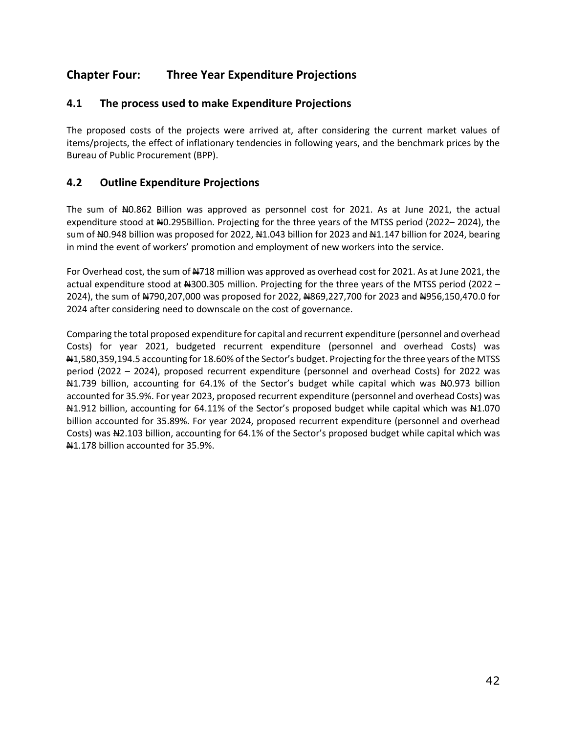## Chapter Four: Three Year Expenditure Projections

### 4.1 The process used to make Expenditure Projections

The proposed costs of the projects were arrived at, after considering the current market values of items/projects, the effect of inflationary tendencies in following years, and the benchmark prices by the Bureau of Public Procurement (BPP).

### 4.2 Outline Expenditure Projections

The sum of ₦0.862 Billion was approved as personnel cost for 2021. As at June 2021, the actual expenditure stood at ₦0.295Billion. Projecting for the three years of the MTSS period (2022– 2024), the sum of ₦0.948 billion was proposed for 2022, ₦1.043 billion for 2023 and ₦1.147 billion for 2024, bearing in mind the event of workers' promotion and employment of new workers into the service.

For Overhead cost, the sum of ₦718 million was approved as overhead cost for 2021. As at June 2021, the actual expenditure stood at ₦300.305 million. Projecting for the three years of the MTSS period (2022 – 2024), the sum of ₦790,207,000 was proposed for 2022, ₦869,227,700 for 2023 and ₦956,150,470.0 for 2024 after considering need to downscale on the cost of governance.

Comparing the total proposed expenditure for capital and recurrent expenditure (personnel and overhead Costs) for year 2021, budgeted recurrent expenditure (personnel and overhead Costs) was ₦1,580,359,194.5 accounting for 18.60% of the Sector's budget. Projecting for the three years of the MTSS period (2022 – 2024), proposed recurrent expenditure (personnel and overhead Costs) for 2022 was ₦1.739 billion, accounting for 64.1% of the Sector's budget while capital which was ₦0.973 billion accounted for 35.9%. For year 2023, proposed recurrent expenditure (personnel and overhead Costs) was ₦1.912 billion, accounting for 64.11% of the Sector's proposed budget while capital which was ₦1.070 billion accounted for 35.89%. For year 2024, proposed recurrent expenditure (personnel and overhead Costs) was ₦2.103 billion, accounting for 64.1% of the Sector's proposed budget while capital which was ₦1.178 billion accounted for 35.9%.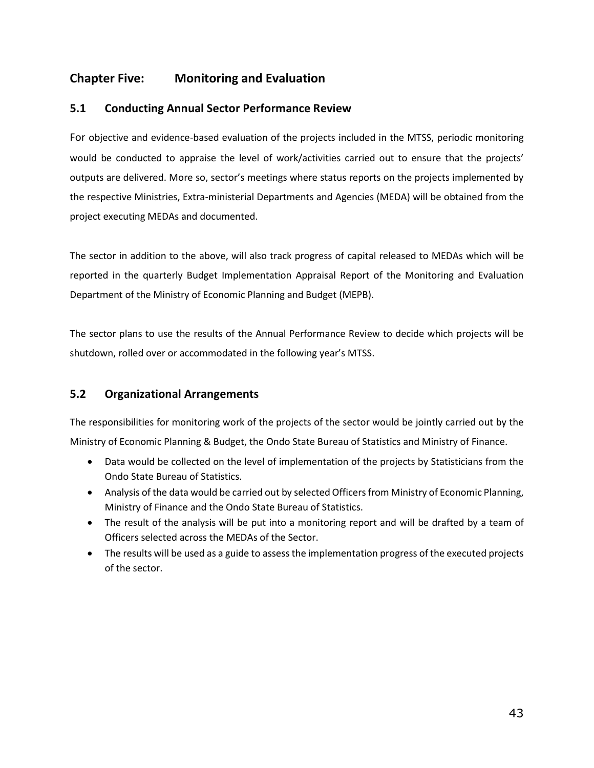# Chapter Five: Monitoring and Evaluation

## 5.1 Conducting Annual Sector Performance Review

For objective and evidence-based evaluation of the projects included in the MTSS, periodic monitoring would be conducted to appraise the level of work/activities carried out to ensure that the projects' outputs are delivered. More so, sector's meetings where status reports on the projects implemented by the respective Ministries, Extra-ministerial Departments and Agencies (MEDA) will be obtained from the project executing MEDAs and documented.

The sector in addition to the above, will also track progress of capital released to MEDAs which will be reported in the quarterly Budget Implementation Appraisal Report of the Monitoring and Evaluation Department of the Ministry of Economic Planning and Budget (MEPB).

The sector plans to use the results of the Annual Performance Review to decide which projects will be shutdown, rolled over or accommodated in the following year's MTSS.

## 5.2 Organizational Arrangements

The responsibilities for monitoring work of the projects of the sector would be jointly carried out by the Ministry of Economic Planning & Budget, the Ondo State Bureau of Statistics and Ministry of Finance.

- Data would be collected on the level of implementation of the projects by Statisticians from the Ondo State Bureau of Statistics.
- Analysis of the data would be carried out by selected Officers from Ministry of Economic Planning, Ministry of Finance and the Ondo State Bureau of Statistics.
- The result of the analysis will be put into a monitoring report and will be drafted by a team of Officers selected across the MEDAs of the Sector.
- The results will be used as a guide to assess the implementation progress of the executed projects of the sector.